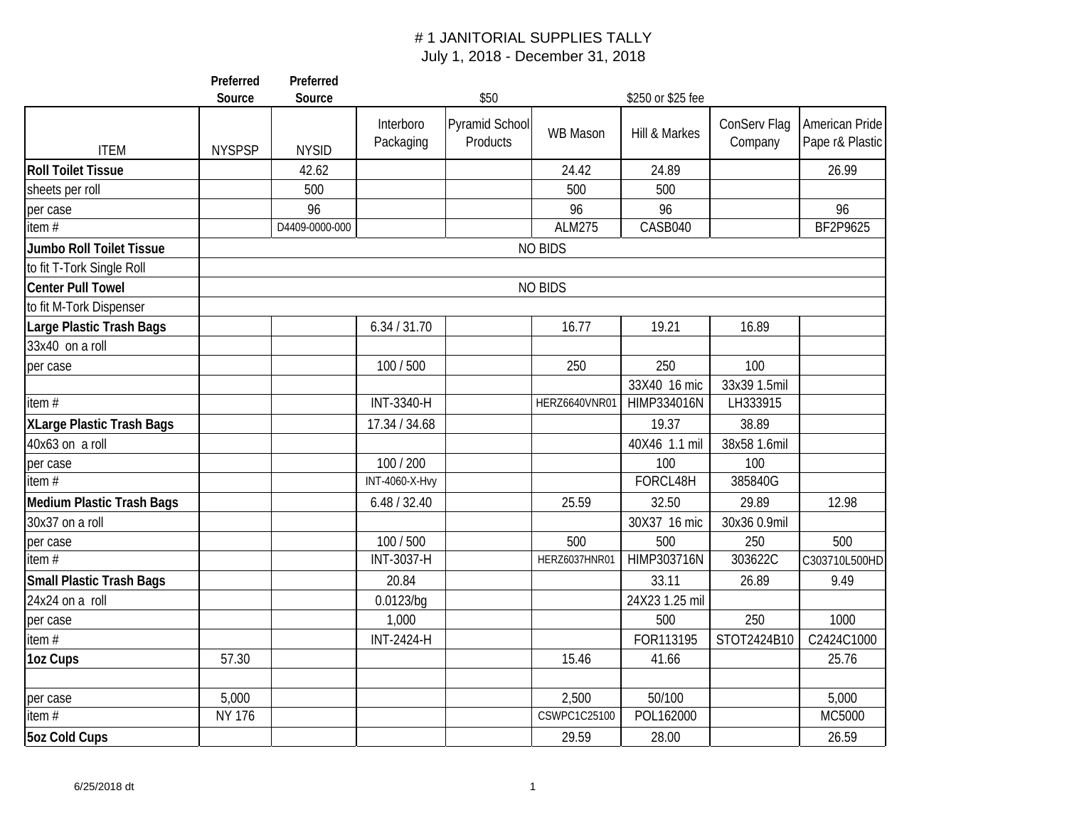# # 1 JANITORIAL SUPPLIES TALLY

July 1, 2018 - December 31, 2018

| | Preferred Source | Preferred Source | | $50 | | $250 or $25 fee | | |
|---|---|---|---|---|---|---|---|---|
| ITEM | NYSPSP | NYSID | Interboro Packaging | Pyramid School Products | WB Mason | Hill & Markes | ConServ Flag Company | American Pride Pape r& Plastic |
| **Roll Toilet Tissue** | | 42.62 | | | 24.42 | 24.89 | | 26.99 |
| sheets per roll | | 500 | | | 500 | 500 | | |
| per case | | 96 | | | 96 | 96 | | 96 |
| item # | | D4409-0000-000 | | | ALM275 | CASB040 | | BF2P9625 |
| **Jumbo Roll Toilet Tissue** | NO BIDS | | | | | | | |
| to fit T-Tork Single Roll | | | | | | | | |
| **Center Pull Towel** | NO BIDS | | | | | | | |
| to fit M-Tork Dispenser | | | | | | | | |
| **Large Plastic Trash Bags** | | | 6.34 / 31.70 | | 16.77 | 19.21 | 16.89 | |
| 33x40 on a roll | | | | | | | | |
| per case | | | 100 / 500 | | 250 | 250 | 100 | |
| | | | | | | 33X40 16 mic | 33x39 1.5mil | |
| item # | | | INT-3340-H | | HERZ6640VNR01 | HIMP334016N | LH333915 | |
| **XLarge Plastic Trash Bags** | | | 17.34 / 34.68 | | | 19.37 | 38.89 | |
| 40x63 on a roll | | | | | | 40X46 1.1 mil | 38x58 1.6mil | |
| per case | | | 100 / 200 | | | 100 | 100 | |
| item # | | | INT-4060-X-Hvy | | | FORCL48H | 385840G | |
| **Medium Plastic Trash Bags** | | | 6.48 / 32.40 | | 25.59 | 32.50 | 29.89 | 12.98 |
| 30x37 on a roll | | | | | | 30X37 16 mic | 30x36 0.9mil | |
| per case | | | 100 / 500 | | 500 | 500 | 250 | 500 |
| item # | | | INT-3037-H | | HERZ6037HNR01 | HIMP303716N | 303622C | C303710L500HD |
| **Small Plastic Trash Bags** | | | 20.84 | | | 33.11 | 26.89 | 9.49 |
| 24x24 on a roll | | | 0.0123/bg | | | 24X23 1.25 mil | | |
| per case | | | 1,000 | | | 500 | 250 | 1000 |
| item # | | | INT-2424-H | | | FOR113195 | STOT2424B10 | C2424C1000 |
| **1oz Cups** | 57.30 | | | | 15.46 | 41.66 | | 25.76 |
| | | | | | | | | |
| per case | 5,000 | | | | 2,500 | 50/100 | | 5,000 |
| item # | NY 176 | | | | CSWPC1C25100 | POL162000 | | MC5000 |
| **5oz Cold Cups** | | | | | 29.59 | 28.00 | | 26.59 |

6/25/2018 dt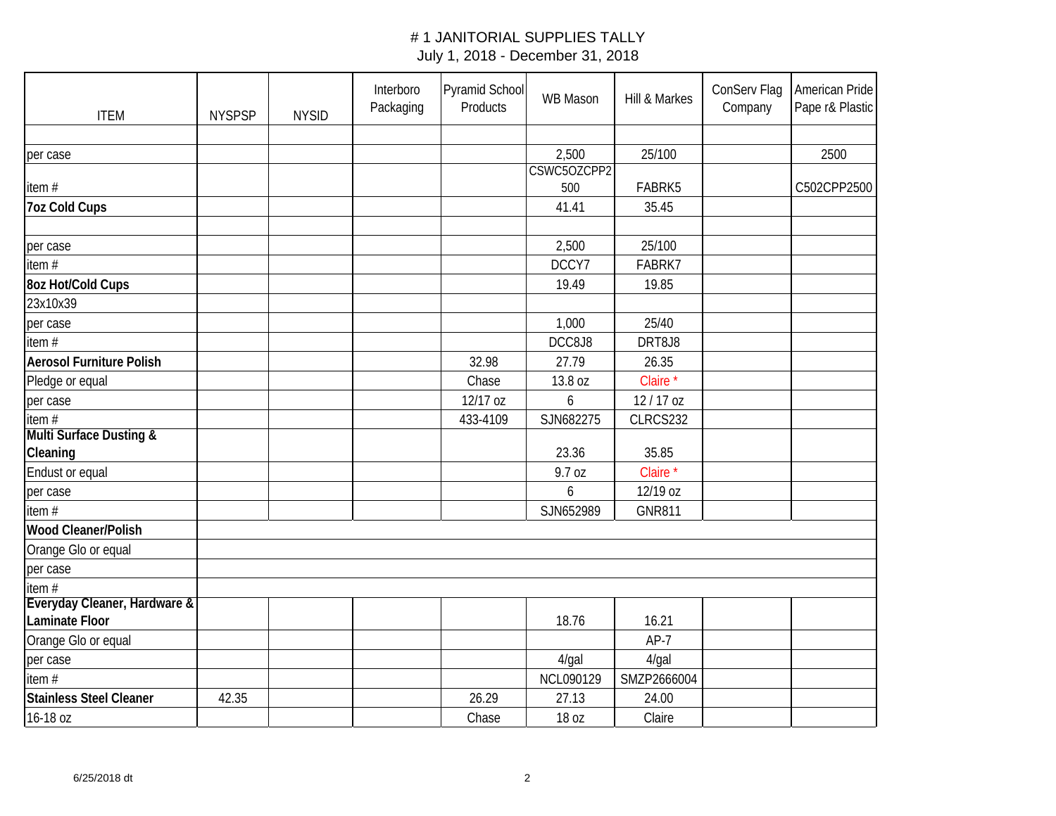#1 JANITORIAL SUPPLIES TALLY

July 1, 2018 - December 31, 2018

| ITEM | NYSPSP | NYSID | Interboro Packaging | Pyramid School Products | WB Mason | Hill & Markes | ConServ Flag Company | American Pride Pape r& Plastic |
|---|---|---|---|---|---|---|---|---|
| | | | | | | | | |
| per case | | | | | 2,500 | 25/100 | | 2500 |
| item # | | | | | CSWC5OZCPP2500 | FABRK5 | | C502CPP2500 |
| **7oz Cold Cups** | | | | | 41.41 | 35.45 | | |
| | | | | | | | | |
| per case | | | | | 2,500 | 25/100 | | |
| item # | | | | | DCCY7 | FABRK7 | | |
| **8oz Hot/Cold Cups** | | | | | 19.49 | 19.85 | | |
| 23x10x39 | | | | | | | | |
| per case | | | | | 1,000 | 25/40 | | |
| item # | | | | | DCC8J8 | DRT8J8 | | |
| **Aerosol Furniture Polish** | | | | 32.98 | 27.79 | 26.35 | | |
| Pledge or equal | | | | Chase | 13.8 oz | Claire * | | |
| per case | | | | 12/17 oz | 6 | 12 / 17 oz | | |
| item # | | | | 433-4109 | SJN682275 | CLRCS232 | | |
| **Multi Surface Dusting & Cleaning** | | | | | 23.36 | 35.85 | | |
| Endust or equal | | | | | 9.7 oz | Claire * | | |
| per case | | | | | 6 | 12/19 oz | | |
| item # | | | | | SJN652989 | GNR811 | | |
| **Wood Cleaner/Polish** | | | | | | | | |
| Orange Glo or equal | | | | | | | | |
| per case | | | | | | | | |
| item # | | | | | | | | |
| **Everyday Cleaner, Hardware & Laminate Floor** | | | | | 18.76 | 16.21 | | |
| Orange Glo or equal | | | | | | AP-7 | | |
| per case | | | | | 4/gal | 4/gal | | |
| item # | | | | | NCL090129 | SMZP2666004 | | |
| **Stainless Steel Cleaner** | 42.35 | | | 26.29 | 27.13 | 24.00 | | |
| 16-18 oz | | | | Chase | 18 oz | Claire | | |

6/25/2018 dt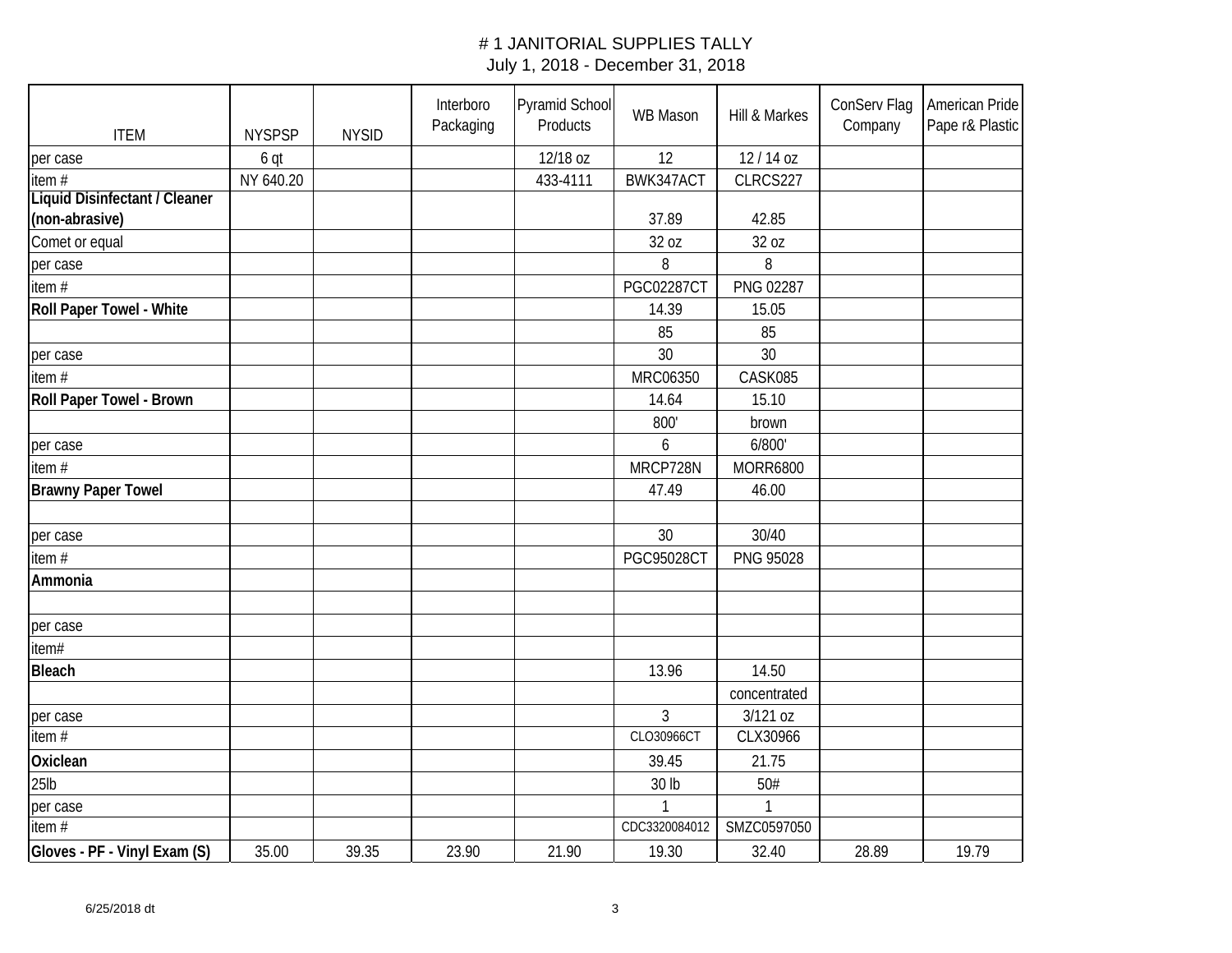# # 1 JANITORIAL SUPPLIES TALLY

July 1, 2018 - December 31, 2018

| ITEM | NYSPSP | NYSID | Interboro Packaging | Pyramid School Products | WB Mason | Hill & Markes | ConServ Flag Company | American Pride Pape r& Plastic |
|---|---|---|---|---|---|---|---|---|
| per case | 6 qt | | | 12/18 oz | 12 | 12 / 14 oz | | |
| item # | NY 640.20 | | | 433-4111 | BWK347ACT | CLRCS227 | | |
| **Liquid Disinfectant / Cleaner (non-abrasive)** | | | | | 37.89 | 42.85 | | |
| Comet or equal | | | | | 32 oz | 32 oz | | |
| per case | | | | | 8 | 8 | | |
| item # | | | | | PGC02287CT | PNG 02287 | | |
| **Roll Paper Towel - White** | | | | | 14.39 | 15.05 | | |
| | | | | | 85 | 85 | | |
| per case | | | | | 30 | 30 | | |
| item # | | | | | MRC06350 | CASK085 | | |
| **Roll Paper Towel - Brown** | | | | | 14.64 | 15.10 | | |
| | | | | | 800' | brown | | |
| per case | | | | | 6 | 6/800' | | |
| item # | | | | | MRCP728N | MORR6800 | | |
| **Brawny Paper Towel** | | | | | 47.49 | 46.00 | | |
| | | | | | | | | |
| per case | | | | | 30 | 30/40 | | |
| item # | | | | | PGC95028CT | PNG 95028 | | |
| **Ammonia** | | | | | | | | |
| | | | | | | | | |
| per case | | | | | | | | |
| item# | | | | | | | | |
| **Bleach** | | | | | 13.96 | 14.50 | | |
| | | | | | | concentrated | | |
| per case | | | | | 3 | 3/121 oz | | |
| item # | | | | | CLO30966CT | CLX30966 | | |
| **Oxiclean** | | | | | 39.45 | 21.75 | | |
| 25lb | | | | | 30 lb | 50# | | |
| per case | | | | | 1 | 1 | | |
| item # | | | | | CDC3320084012 | SMZC0597050 | | |
| **Gloves - PF - Vinyl Exam (S)** | 35.00 | 39.35 | 23.90 | 21.90 | 19.30 | 32.40 | 28.89 | 19.79 |

6/25/2018 dt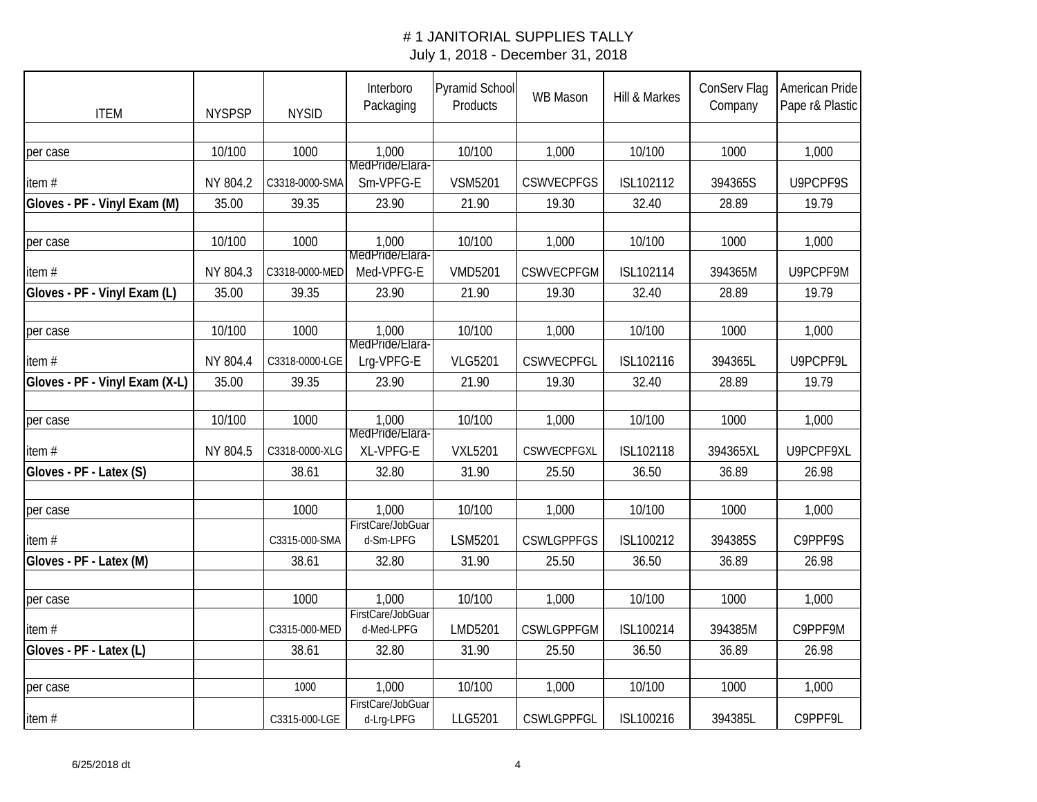# # 1 JANITORIAL SUPPLIES TALLY

July 1, 2018 - December 31, 2018

| ITEM | NYSPSP | NYSID | Interboro Packaging | Pyramid School Products | WB Mason | Hill & Markes | ConServ Flag Company | American Pride Pape r& Plastic |
|---|---|---|---|---|---|---|---|---|
| | | | | | | | | |
| per case | 10/100 | 1000 | 1,000 | 10/100 | 1,000 | 10/100 | 1000 | 1,000 |
| item # | NY 804.2 | C3318-0000-SMA | MedPride/Elara-Sm-VPFG-E | VSM5201 | CSWVECPFGS | ISL102112 | 394365S | U9PCPF9S |
| **Gloves - PF - Vinyl Exam (M)** | 35.00 | 39.35 | 23.90 | 21.90 | 19.30 | 32.40 | 28.89 | 19.79 |
| | | | | | | | | |
| per case | 10/100 | 1000 | 1,000 | 10/100 | 1,000 | 10/100 | 1000 | 1,000 |
| item # | NY 804.3 | C3318-0000-MED | MedPride/Elara-Med-VPFG-E | VMD5201 | CSWVECPFGM | ISL102114 | 394365M | U9PCPF9M |
| **Gloves - PF - Vinyl Exam (L)** | 35.00 | 39.35 | 23.90 | 21.90 | 19.30 | 32.40 | 28.89 | 19.79 |
| | | | | | | | | |
| per case | 10/100 | 1000 | 1,000 | 10/100 | 1,000 | 10/100 | 1000 | 1,000 |
| item # | NY 804.4 | C3318-0000-LGE | MedPride/Elara-Lrg-VPFG-E | VLG5201 | CSWVECPFGL | ISL102116 | 394365L | U9PCPF9L |
| **Gloves - PF - Vinyl Exam (X-L)** | 35.00 | 39.35 | 23.90 | 21.90 | 19.30 | 32.40 | 28.89 | 19.79 |
| | | | | | | | | |
| per case | 10/100 | 1000 | 1,000 | 10/100 | 1,000 | 10/100 | 1000 | 1,000 |
| item # | NY 804.5 | C3318-0000-XLG | MedPride/Elara-XL-VPFG-E | VXL5201 | CSWVECPFGXL | ISL102118 | 394365XL | U9PCPF9XL |
| **Gloves - PF - Latex (S)** | | 38.61 | 32.80 | 31.90 | 25.50 | 36.50 | 36.89 | 26.98 |
| | | | | | | | | |
| per case | | 1000 | 1,000 | 10/100 | 1,000 | 10/100 | 1000 | 1,000 |
| item # | | C3315-000-SMA | FirstCare/JobGuard-Sm-LPFG | LSM5201 | CSWLGPPFGS | ISL100212 | 394385S | C9PPF9S |
| **Gloves - PF - Latex (M)** | | 38.61 | 32.80 | 31.90 | 25.50 | 36.50 | 36.89 | 26.98 |
| | | | | | | | | |
| per case | | 1000 | 1,000 | 10/100 | 1,000 | 10/100 | 1000 | 1,000 |
| item # | | C3315-000-MED | FirstCare/JobGuard-Med-LPFG | LMD5201 | CSWLGPPFGM | ISL100214 | 394385M | C9PPF9M |
| **Gloves - PF - Latex (L)** | | 38.61 | 32.80 | 31.90 | 25.50 | 36.50 | 36.89 | 26.98 |
| | | | | | | | | |
| per case | | 1000 | 1,000 | 10/100 | 1,000 | 10/100 | 1000 | 1,000 |
| item # | | C3315-000-LGE | FirstCare/JobGuard-Lrg-LPFG | LLG5201 | CSWLGPPFGL | ISL100216 | 394385L | C9PPF9L |

6/25/2018 dt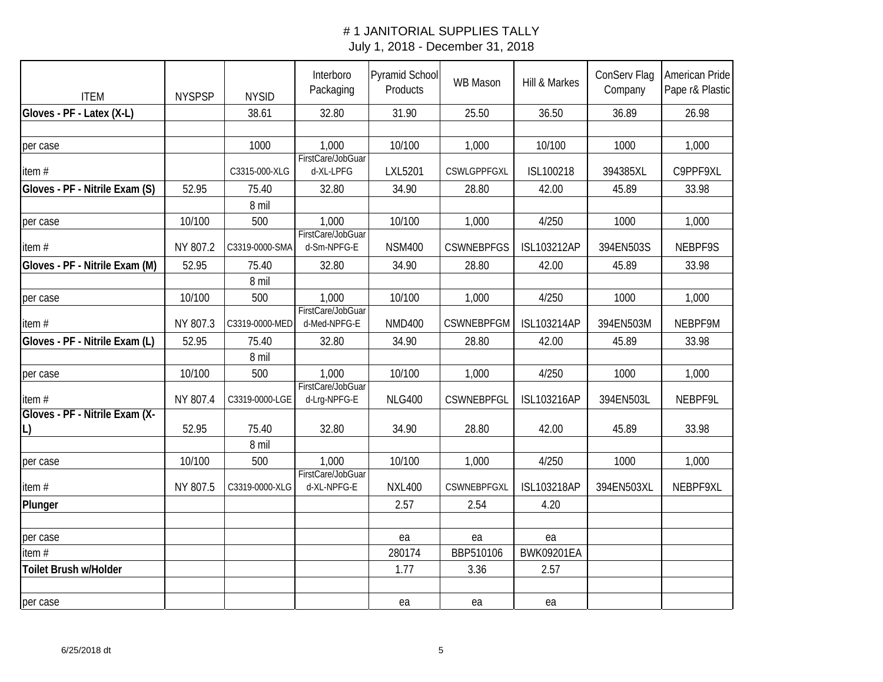# # 1 JANITORIAL SUPPLIES TALLY

July 1, 2018 - December 31, 2018

| ITEM | NYSPSP | NYSID | Interboro Packaging | Pyramid School Products | WB Mason | Hill & Markes | ConServ Flag Company | American Pride Pape r& Plastic |
|---|---|---|---|---|---|---|---|---|
| **Gloves - PF - Latex (X-L)** | | 38.61 | 32.80 | 31.90 | 25.50 | 36.50 | 36.89 | 26.98 |
| | | | | | | | | |
| per case | | 1000 | 1,000 | 10/100 | 1,000 | 10/100 | 1000 | 1,000 |
| item # | | C3315-000-XLG | FirstCare/JobGuard-XL-LPFG | LXL5201 | CSWLGPPFGXL | ISL100218 | 394385XL | C9PPF9XL |
| **Gloves - PF - Nitrile Exam (S)** | 52.95 | 75.40 | 32.80 | 34.90 | 28.80 | 42.00 | 45.89 | 33.98 |
| | | 8 mil | | | | | | |
| per case | 10/100 | 500 | 1,000 | 10/100 | 1,000 | 4/250 | 1000 | 1,000 |
| item # | NY 807.2 | C3319-0000-SMA | FirstCare/JobGuard-Sm-NPFG-E | NSM400 | CSWNEBPFGS | ISL103212AP | 394EN503S | NEBPF9S |
| **Gloves - PF - Nitrile Exam (M)** | 52.95 | 75.40 | 32.80 | 34.90 | 28.80 | 42.00 | 45.89 | 33.98 |
| | | 8 mil | | | | | | |
| per case | 10/100 | 500 | 1,000 | 10/100 | 1,000 | 4/250 | 1000 | 1,000 |
| item # | NY 807.3 | C3319-0000-MED | FirstCare/JobGuard-Med-NPFG-E | NMD400 | CSWNEBPFGM | ISL103214AP | 394EN503M | NEBPF9M |
| **Gloves - PF - Nitrile Exam (L)** | 52.95 | 75.40 | 32.80 | 34.90 | 28.80 | 42.00 | 45.89 | 33.98 |
| | | 8 mil | | | | | | |
| per case | 10/100 | 500 | 1,000 | 10/100 | 1,000 | 4/250 | 1000 | 1,000 |
| item # | NY 807.4 | C3319-0000-LGE | FirstCare/JobGuard-Lrg-NPFG-E | NLG400 | CSWNEBPFGL | ISL103216AP | 394EN503L | NEBPF9L |
| **Gloves - PF - Nitrile Exam (X-L)** | 52.95 | 75.40 | 32.80 | 34.90 | 28.80 | 42.00 | 45.89 | 33.98 |
| | | 8 mil | | | | | | |
| per case | 10/100 | 500 | 1,000 | 10/100 | 1,000 | 4/250 | 1000 | 1,000 |
| item # | NY 807.5 | C3319-0000-XLG | FirstCare/JobGuard-XL-NPFG-E | NXL400 | CSWNEBPFGXL | ISL103218AP | 394EN503XL | NEBPF9XL |
| **Plunger** | | | | 2.57 | 2.54 | 4.20 | | |
| | | | | | | | | |
| per case | | | | ea | ea | ea | | |
| item # | | | | 280174 | BBP510106 | BWK09201EA | | |
| **Toilet Brush w/Holder** | | | | 1.77 | 3.36 | 2.57 | | |
| | | | | | | | | |
| per case | | | | ea | ea | ea | | |

6/25/2018 dt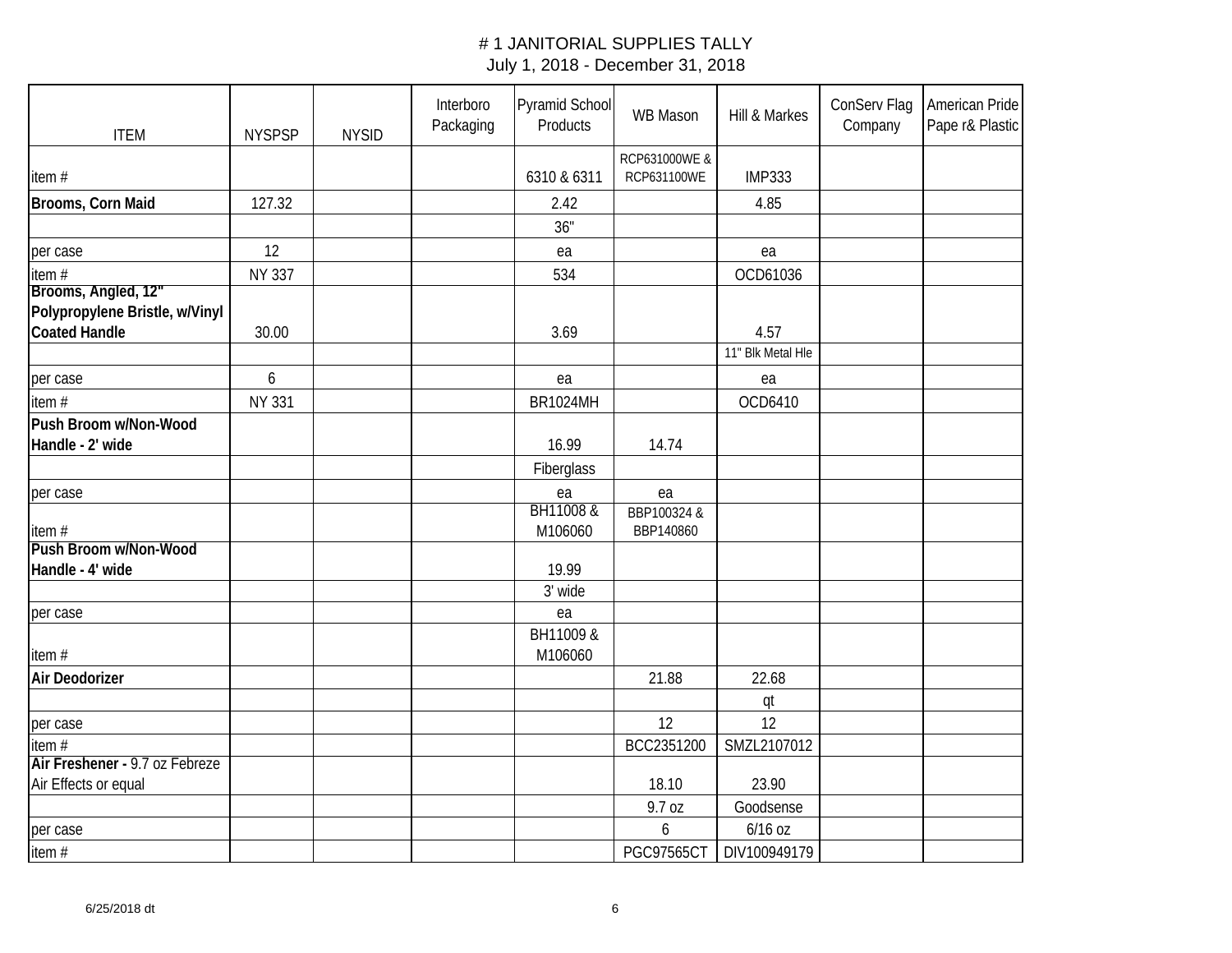# # 1 JANITORIAL SUPPLIES TALLY

July 1, 2018 - December 31, 2018

| ITEM | NYSPSP | NYSID | Interboro Packaging | Pyramid School Products | WB Mason | Hill & Markes | ConServ Flag Company | American Pride Pape r& Plastic |
|---|---|---|---|---|---|---|---|---|
| item # | | | | 6310 & 6311 | RCP631000WE & RCP631100WE | IMP333 | | |
| **Brooms, Corn Maid** | 127.32 | | | 2.42 | | 4.85 | | |
| | | | | 36" | | | | |
| per case | 12 | | | ea | | ea | | |
| item # | NY 337 | | | 534 | | OCD61036 | | |
| **Brooms, Angled, 12" Polypropylene Bristle, w/Vinyl Coated Handle** | 30.00 | | | 3.69 | | 4.57 | | |
| | | | | | | 11" Blk Metal Hle | | |
| per case | 6 | | | ea | | ea | | |
| item # | NY 331 | | | BR1024MH | | OCD6410 | | |
| **Push Broom w/Non-Wood Handle - 2' wide** | | | | 16.99 | 14.74 | | | |
| | | | | Fiberglass | | | | |
| per case | | | | ea | ea | | | |
| item # | | | | BH11008 & M106060 | BBP100324 & BBP140860 | | | |
| **Push Broom w/Non-Wood Handle - 4' wide** | | | | 19.99 | | | | |
| | | | | 3' wide | | | | |
| per case | | | | ea | | | | |
| item # | | | | BH11009 & M106060 | | | | |
| **Air Deodorizer** | | | | | 21.88 | 22.68 | | |
| | | | | | | qt | | |
| per case | | | | | 12 | 12 | | |
| item # | | | | | BCC2351200 | SMZL2107012 | | |
| **Air Freshener -** 9.7 oz Febreze Air Effects or equal | | | | | 18.10 | 23.90 | | |
| | | | | | 9.7 oz | Goodsense | | |
| per case | | | | | 6 | 6/16 oz | | |
| item # | | | | | PGC97565CT | DIV100949179 | | |

6/25/2018 dt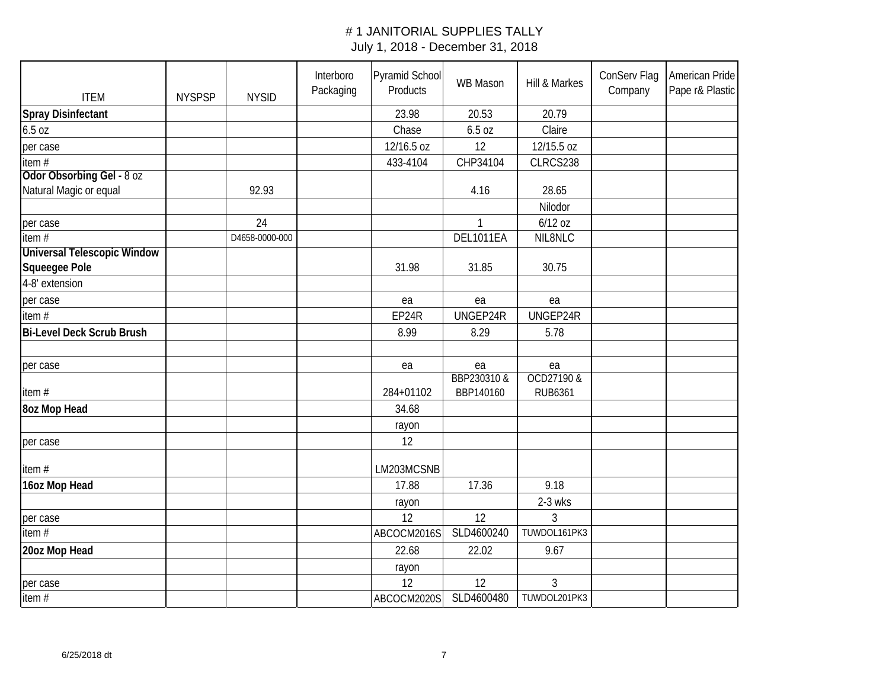# # 1 JANITORIAL SUPPLIES TALLY
July 1, 2018 - December 31, 2018

| ITEM | NYSPSP | NYSID | Interboro Packaging | Pyramid School Products | WB Mason | Hill & Markes | ConServ Flag Company | American Pride Pape r& Plastic |
|---|---|---|---|---|---|---|---|---|
| **Spray Disinfectant** | | | | 23.98 | 20.53 | 20.79 | | |
| 6.5 oz | | | | Chase | 6.5 oz | Claire | | |
| per case | | | | 12/16.5 oz | 12 | 12/15.5 oz | | |
| item # | | | | 433-4104 | CHP34104 | CLRCS238 | | |
| **Odor Obsorbing Gel -** 8 oz Natural Magic or equal | | 92.93 | | | 4.16 | 28.65 | | |
| | | | | | | Nilodor | | |
| per case | | 24 | | | 1 | 6/12 oz | | |
| item # | | D4658-0000-000 | | | DEL1011EA | NIL8NLC | | |
| **Universal Telescopic Window Squeegee Pole** | | | | 31.98 | 31.85 | 30.75 | | |
| 4-8' extension | | | | | | | | |
| per case | | | | ea | ea | ea | | |
| item # | | | | EP24R | UNGEP24R | UNGEP24R | | |
| **Bi-Level Deck Scrub Brush** | | | | 8.99 | 8.29 | 5.78 | | |
| | | | | | | | | |
| per case | | | | ea | ea | ea | | |
| item # | | | | 284+01102 | BBP230310 & BBP140160 | OCD27190 & RUB6361 | | |
| **8oz Mop Head** | | | | 34.68 | | | | |
| | | | | rayon | | | | |
| per case | | | | 12 | | | | |
| item # | | | | LM203MCSNB | | | | |
| **16oz Mop Head** | | | | 17.88 | 17.36 | 9.18 | | |
| | | | | rayon | | 2-3 wks | | |
| per case | | | | 12 | 12 | 3 | | |
| item # | | | | ABCOCM2016S | SLD4600240 | TUWDOL161PK3 | | |
| **20oz Mop Head** | | | | 22.68 | 22.02 | 9.67 | | |
| | | | | rayon | | | | |
| per case | | | | 12 | 12 | 3 | | |
| item # | | | | ABCOCM2020S | SLD4600480 | TUWDOL201PK3 | | |

6/25/2018 dt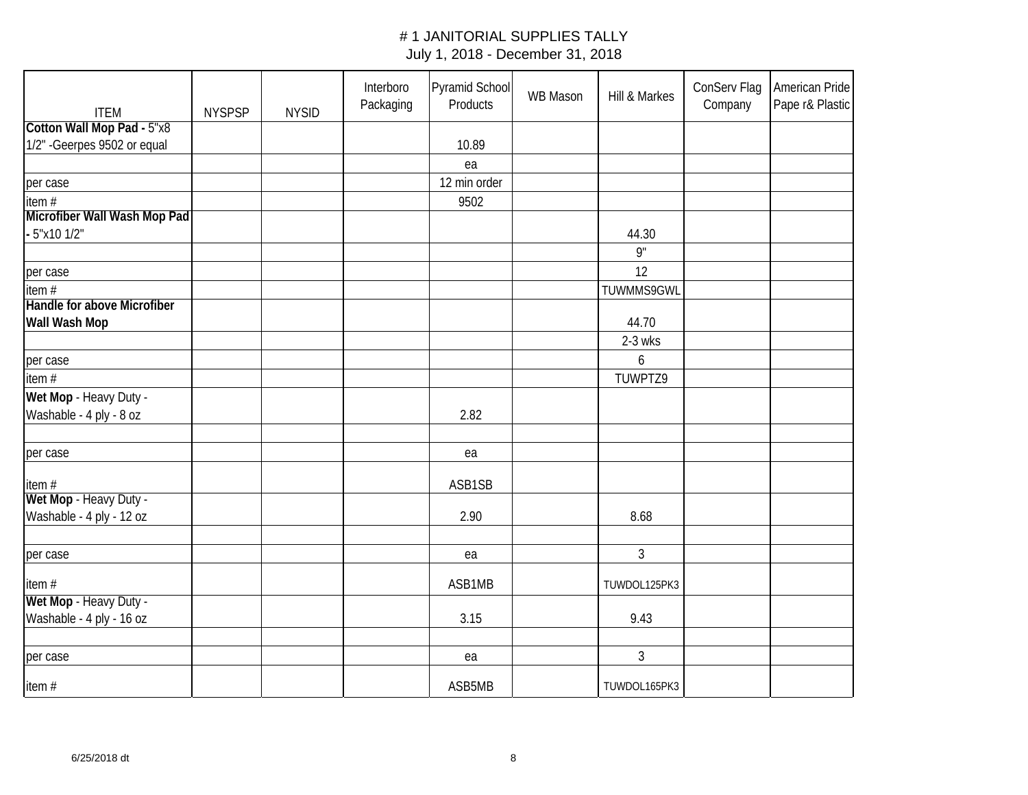# # 1 JANITORIAL SUPPLIES TALLY
## July 1, 2018 - December 31, 2018

| ITEM | NYSPSP | NYSID | Interboro Packaging | Pyramid School Products | WB Mason | Hill & Markes | ConServ Flag Company | American Pride Pape r& Plastic |
|---|---|---|---|---|---|---|---|---|
| **Cotton Wall Mop Pad -** 5"x8 1/2" -Geerpes 9502 or equal | | | | 10.89 | | | | |
| | | | | ea | | | | |
| per case | | | | 12 min order | | | | |
| item # | | | | 9502 | | | | |
| **Microfiber Wall Wash Mop Pad -** 5"x10 1/2" | | | | | | 44.30 | | |
| | | | | | | 9" | | |
| per case | | | | | | 12 | | |
| item # | | | | | | TUWMMS9GWL | | |
| **Handle for above Microfiber Wall Wash Mop** | | | | | | 44.70 | | |
| | | | | | | 2-3 wks | | |
| per case | | | | | | 6 | | |
| item # | | | | | | TUWPTZ9 | | |
| **Wet Mop** - Heavy Duty - Washable - 4 ply - 8 oz | | | | 2.82 | | | | |
| | | | | | | | | |
| per case | | | | ea | | | | |
| item # | | | | ASB1SB | | | | |
| **Wet Mop** - Heavy Duty - Washable - 4 ply - 12 oz | | | | 2.90 | | 8.68 | | |
| | | | | | | | | |
| per case | | | | ea | | 3 | | |
| item # | | | | ASB1MB | | TUWDOL125PK3 | | |
| **Wet Mop** - Heavy Duty - Washable - 4 ply - 16 oz | | | | 3.15 | | 9.43 | | |
| | | | | | | | | |
| per case | | | | ea | | 3 | | |
| item # | | | | ASB5MB | | TUWDOL165PK3 | | |

6/25/2018 dt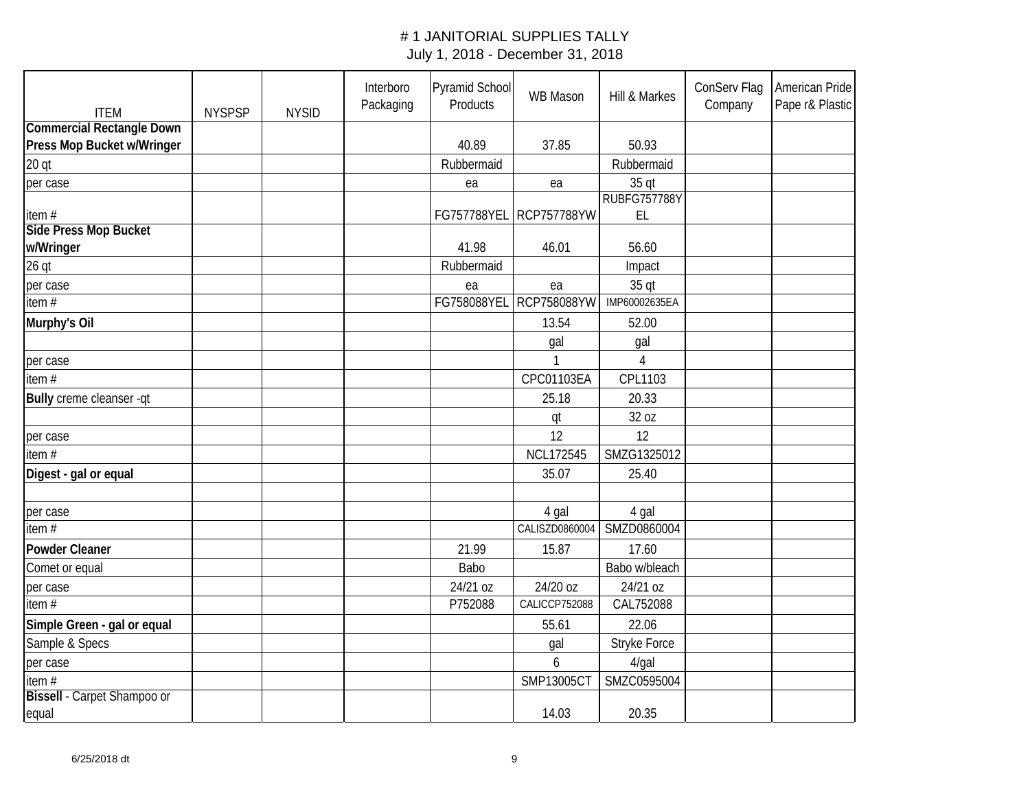# # 1 JANITORIAL SUPPLIES TALLY

July 1, 2018 - December 31, 2018

| ITEM | NYSPSP | NYSID | Interboro Packaging | Pyramid School Products | WB Mason | Hill & Markes | ConServ Flag Company | American Pride Pape r& Plastic |
|---|---|---|---|---|---|---|---|---|
| **Commercial Rectangle Down Press Mop Bucket w/Wringer** | | | | 40.89 | 37.85 | 50.93 | | |
| 20 qt | | | | Rubbermaid | | Rubbermaid | | |
| per case | | | | ea | ea | 35 qt | | |
| item # | | | | FG757788YEL | RCP757788YW | RUBFG757788YEL | | |
| **Side Press Mop Bucket w/Wringer** | | | | 41.98 | 46.01 | 56.60 | | |
| 26 qt | | | | Rubbermaid | | Impact | | |
| per case | | | | ea | ea | 35 qt | | |
| item # | | | | FG758088YEL | RCP758088YW | IMP60002635EA | | |
| **Murphy's Oil** | | | | | 13.54 | 52.00 | | |
| | | | | | gal | gal | | |
| per case | | | | | 1 | 4 | | |
| item # | | | | | CPC01103EA | CPL1103 | | |
| **Bully** creme cleanser -qt | | | | | 25.18 | 20.33 | | |
| | | | | | qt | 32 oz | | |
| per case | | | | | 12 | 12 | | |
| item # | | | | | NCL172545 | SMZG1325012 | | |
| **Digest - gal or equal** | | | | | 35.07 | 25.40 | | |
| | | | | | | | | |
| per case | | | | | 4 gal | 4 gal | | |
| item # | | | | | CALISZD0860004 | SMZD0860004 | | |
| **Powder Cleaner** | | | | 21.99 | 15.87 | 17.60 | | |
| Comet or equal | | | | Babo | | Babo w/bleach | | |
| per case | | | | 24/21 oz | 24/20 oz | 24/21 oz | | |
| item # | | | | P752088 | CALICCP752088 | CAL752088 | | |
| **Simple Green - gal or equal** | | | | | 55.61 | 22.06 | | |
| Sample & Specs | | | | | gal | Stryke Force | | |
| per case | | | | | 6 | 4/gal | | |
| item # | | | | | SMP13005CT | SMZC0595004 | | |
| **Bissell** - Carpet Shampoo or equal | | | | | 14.03 | 20.35 | | |

6/25/2018 dt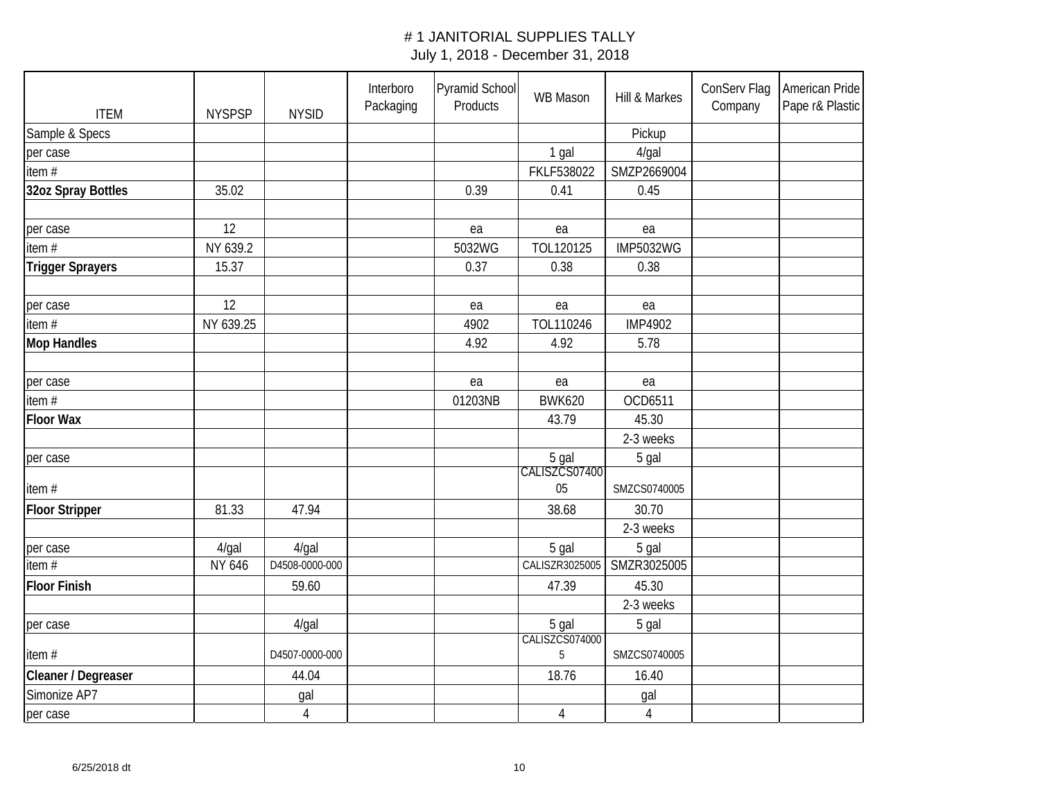# # 1 JANITORIAL SUPPLIES TALLY

July 1, 2018 - December 31, 2018

| ITEM | NYSPSP | NYSID | Interboro Packaging | Pyramid School Products | WB Mason | Hill & Markes | ConServ Flag Company | American Pride Pape r& Plastic |
|---|---|---|---|---|---|---|---|---|
| Sample & Specs | | | | | | Pickup | | |
| per case | | | | | 1 gal | 4/gal | | |
| item # | | | | | FKLF538022 | SMZP2669004 | | |
| **32oz Spray Bottles** | 35.02 | | | 0.39 | 0.41 | 0.45 | | |
| | | | | | | | | |
| per case | 12 | | | ea | ea | ea | | |
| item # | NY 639.2 | | | 5032WG | TOL120125 | IMP5032WG | | |
| **Trigger Sprayers** | 15.37 | | | 0.37 | 0.38 | 0.38 | | |
| | | | | | | | | |
| per case | 12 | | | ea | ea | ea | | |
| item # | NY 639.25 | | | 4902 | TOL110246 | IMP4902 | | |
| **Mop Handles** | | | | 4.92 | 4.92 | 5.78 | | |
| | | | | | | | | |
| per case | | | | ea | ea | ea | | |
| item # | | | | 01203NB | BWK620 | OCD6511 | | |
| **Floor Wax** | | | | | 43.79 | 45.30 | | |
| | | | | | | 2-3 weeks | | |
| per case | | | | | 5 gal | 5 gal | | |
| item # | | | | | CALISZCS0740005 | SMZCS0740005 | | |
| **Floor Stripper** | 81.33 | 47.94 | | | 38.68 | 30.70 | | |
| | | | | | | 2-3 weeks | | |
| per case | 4/gal | 4/gal | | | 5 gal | 5 gal | | |
| item # | NY 646 | D4508-0000-000 | | | CALISZR3025005 | SMZR3025005 | | |
| **Floor Finish** | | 59.60 | | | 47.39 | 45.30 | | |
| | | | | | | 2-3 weeks | | |
| per case | | 4/gal | | | 5 gal | 5 gal | | |
| item # | | D4507-0000-000 | | | CALISZCS0740005 | SMZCS0740005 | | |
| **Cleaner / Degreaser** | | 44.04 | | | 18.76 | 16.40 | | |
| Simonize AP7 | | gal | | | | gal | | |
| per case | | 4 | | | 4 | 4 | | |

6/25/2018 dt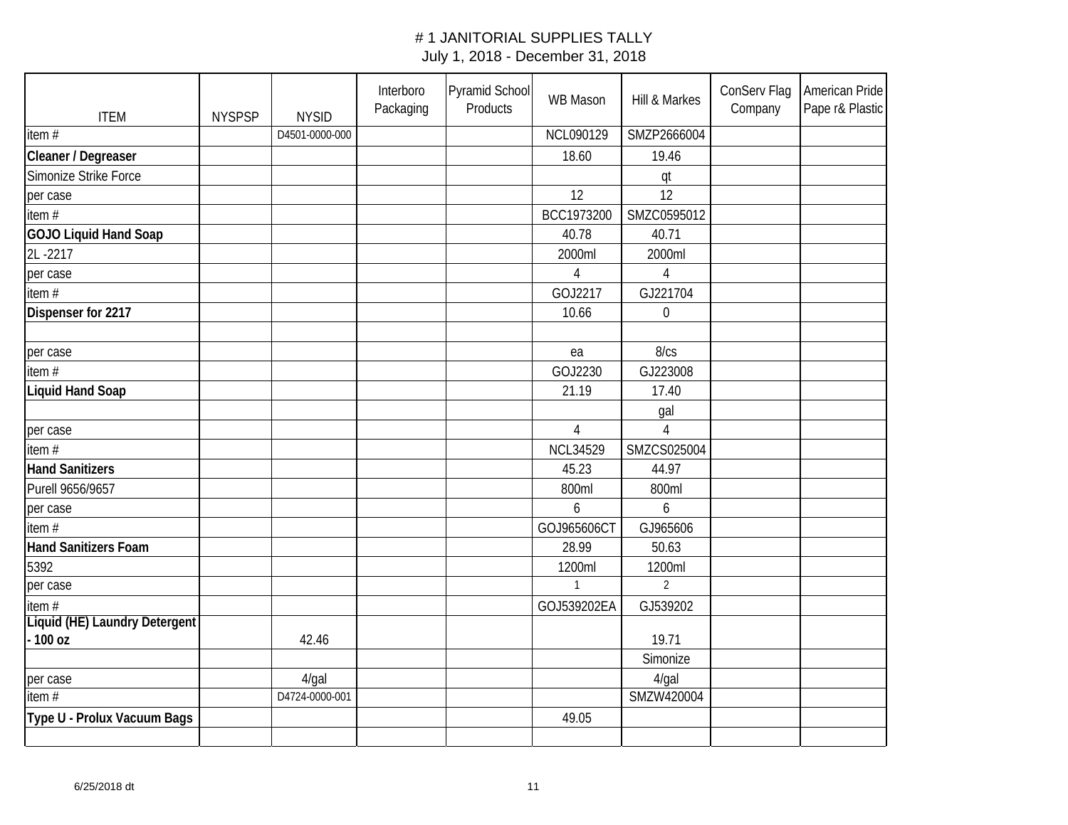# # 1 JANITORIAL SUPPLIES TALLY

July 1, 2018 - December 31, 2018

| ITEM | NYSPSP | NYSID | Interboro Packaging | Pyramid School Products | WB Mason | Hill & Markes | ConServ Flag Company | American Pride Pape r& Plastic |
|---|---|---|---|---|---|---|---|---|
| item # | | D4501-0000-000 | | | NCL090129 | SMZP2666004 | | |
| **Cleaner / Degreaser** | | | | | 18.60 | 19.46 | | |
| Simonize Strike Force | | | | | | qt | | |
| per case | | | | | 12 | 12 | | |
| item # | | | | | BCC1973200 | SMZC0595012 | | |
| **GOJO Liquid Hand Soap** | | | | | 40.78 | 40.71 | | |
| 2L -2217 | | | | | 2000ml | 2000ml | | |
| per case | | | | | 4 | 4 | | |
| item # | | | | | GOJ2217 | GJ221704 | | |
| **Dispenser for 2217** | | | | | 10.66 | 0 | | |
| | | | | | | | | |
| per case | | | | | ea | 8/cs | | |
| item # | | | | | GOJ2230 | GJ223008 | | |
| **Liquid Hand Soap** | | | | | 21.19 | 17.40 | | |
| | | | | | | gal | | |
| per case | | | | | 4 | 4 | | |
| item # | | | | | NCL34529 | SMZCS025004 | | |
| **Hand Sanitizers** | | | | | 45.23 | 44.97 | | |
| Purell 9656/9657 | | | | | 800ml | 800ml | | |
| per case | | | | | 6 | 6 | | |
| item # | | | | | GOJ965606CT | GJ965606 | | |
| **Hand Sanitizers Foam** | | | | | 28.99 | 50.63 | | |
| 5392 | | | | | 1200ml | 1200ml | | |
| per case | | | | | 1 | 2 | | |
| item # | | | | | GOJ539202EA | GJ539202 | | |
| **Liquid (HE) Laundry Detergent - 100 oz** | | 42.46 | | | | 19.71 | | |
| | | | | | | Simonize | | |
| per case | | 4/gal | | | | 4/gal | | |
| item # | | D4724-0000-001 | | | | SMZW420004 | | |
| **Type U - Prolux Vacuum Bags** | | | | | 49.05 | | | |
| | | | | | | | | |

6/25/2018 dt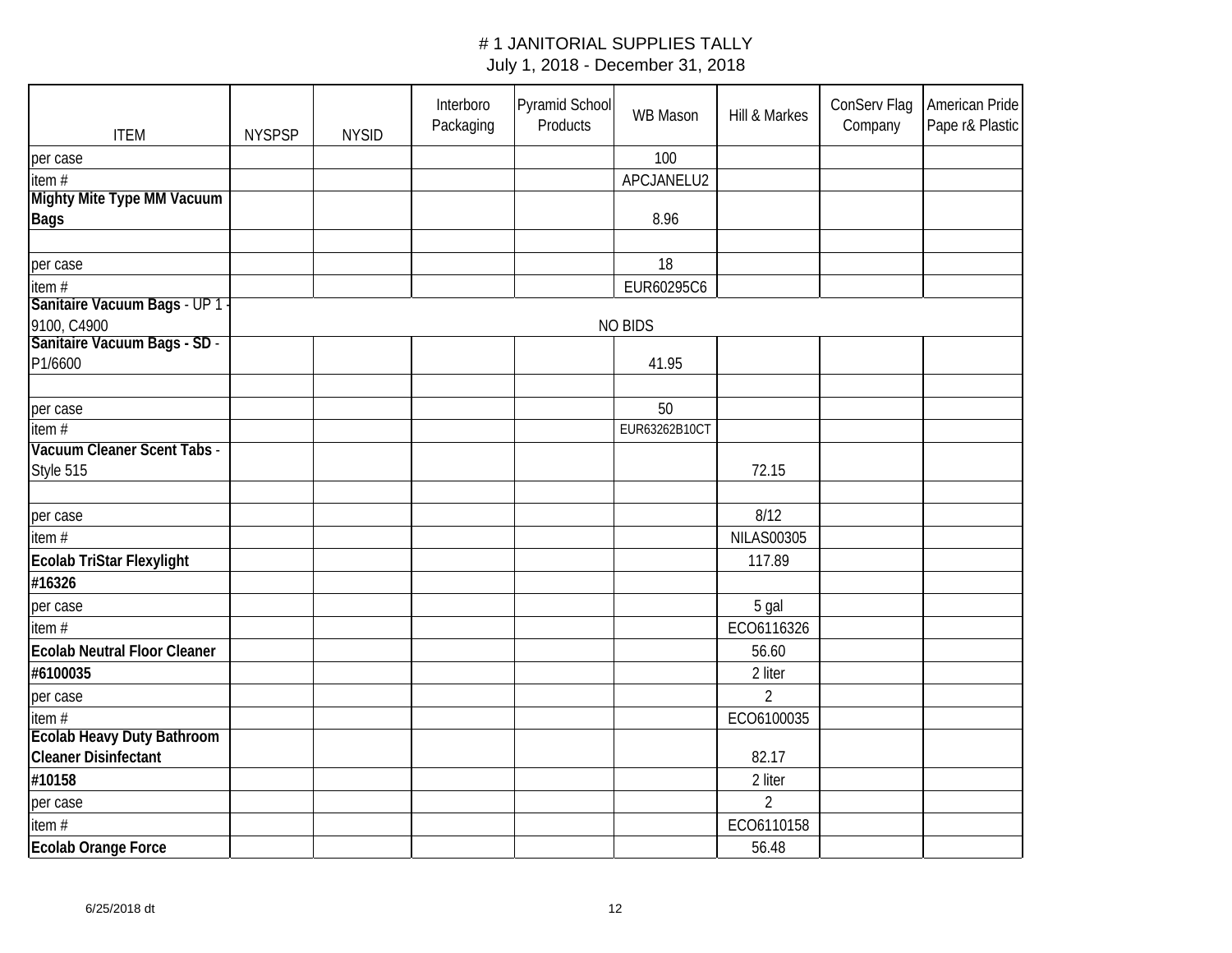// # 1 JANITORIAL SUPPLIES TALLY
July 1, 2018 - December 31, 2018

| ITEM | NYSPSP | NYSID | Interboro Packaging | Pyramid School Products | WB Mason | Hill & Markes | ConServ Flag Company | American Pride Pape r& Plastic |
|---|---|---|---|---|---|---|---|---|
| per case | | | | | 100 | | | |
| item # | | | | | APCJANELU2 | | | |
| **Mighty Mite Type MM Vacuum Bags** | | | | | 8.96 | | | |
| | | | | | | | | |
| per case | | | | | 18 | | | |
| item # | | | | | EUR60295C6 | | | |
| **Sanitaire Vacuum Bags** - UP 1 - 9100, C4900 | NO BIDS | | | | | | | |
| **Sanitaire Vacuum Bags - SD** - P1/6600 | | | | | 41.95 | | | |
| | | | | | | | | |
| per case | | | | | 50 | | | |
| item # | | | | | EUR63262B10CT | | | |
| **Vacuum Cleaner Scent Tabs** - Style 515 | | | | | | 72.15 | | |
| | | | | | | | | |
| per case | | | | | | 8/12 | | |
| item # | | | | | | NILAS00305 | | |
| **Ecolab TriStar Flexylight** | | | | | | 117.89 | | |
| **#16326** | | | | | | | | |
| per case | | | | | | 5 gal | | |
| item # | | | | | | ECO6116326 | | |
| **Ecolab Neutral Floor Cleaner** | | | | | | 56.60 | | |
| **#6100035** | | | | | | 2 liter | | |
| per case | | | | | | 2 | | |
| item # | | | | | | ECO6100035 | | |
| **Ecolab Heavy Duty Bathroom Cleaner Disinfectant** | | | | | | 82.17 | | |
| **#10158** | | | | | | 2 liter | | |
| per case | | | | | | 2 | | |
| item # | | | | | | ECO6110158 | | |
| **Ecolab Orange Force** | | | | | | 56.48 | | |

6/25/2018 dt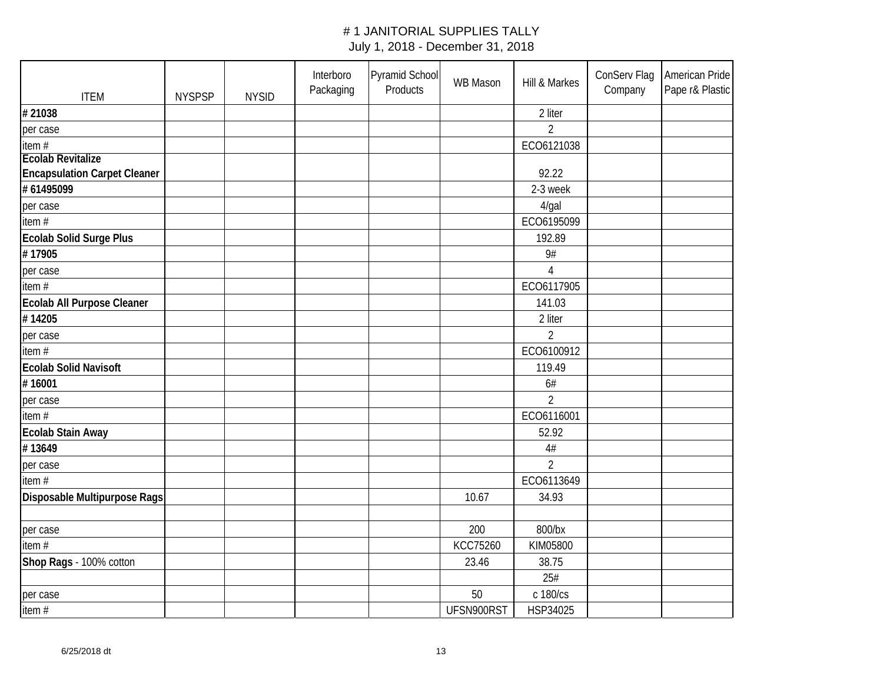# 1 JANITORIAL SUPPLIES TALLY
July 1, 2018 - December 31, 2018

| ITEM | NYSPSP | NYSID | Interboro Packaging | Pyramid School Products | WB Mason | Hill & Markes | ConServ Flag Company | American Pride Pape r& Plastic |
|---|---|---|---|---|---|---|---|---|
| **# 21038** | | | | | | 2 liter | | |
| per case | | | | | | 2 | | |
| item # | | | | | | ECO6121038 | | |
| **Ecolab Revitalize Encapsulation Carpet Cleaner** | | | | | | 92.22 | | |
| **# 61495099** | | | | | | 2-3 week | | |
| per case | | | | | | 4/gal | | |
| item # | | | | | | ECO6195099 | | |
| **Ecolab Solid Surge Plus** | | | | | | 192.89 | | |
| **# 17905** | | | | | | 9# | | |
| per case | | | | | | 4 | | |
| item # | | | | | | ECO6117905 | | |
| **Ecolab All Purpose Cleaner** | | | | | | 141.03 | | |
| **# 14205** | | | | | | 2 liter | | |
| per case | | | | | | 2 | | |
| item # | | | | | | ECO6100912 | | |
| **Ecolab Solid Navisoft** | | | | | | 119.49 | | |
| **# 16001** | | | | | | 6# | | |
| per case | | | | | | 2 | | |
| item # | | | | | | ECO6116001 | | |
| **Ecolab Stain Away** | | | | | | 52.92 | | |
| **# 13649** | | | | | | 4# | | |
| per case | | | | | | 2 | | |
| item # | | | | | | ECO6113649 | | |
| **Disposable Multipurpose Rags** | | | | | 10.67 | 34.93 | | |
| | | | | | | | | |
| per case | | | | | 200 | 800/bx | | |
| item # | | | | | KCC75260 | KIM05800 | | |
| **Shop Rags** - 100% cotton | | | | | 23.46 | 38.75 | | |
| | | | | | | 25# | | |
| per case | | | | | 50 | c 180/cs | | |
| item # | | | | | UFSN900RST | HSP34025 | | |

6/25/2018 dt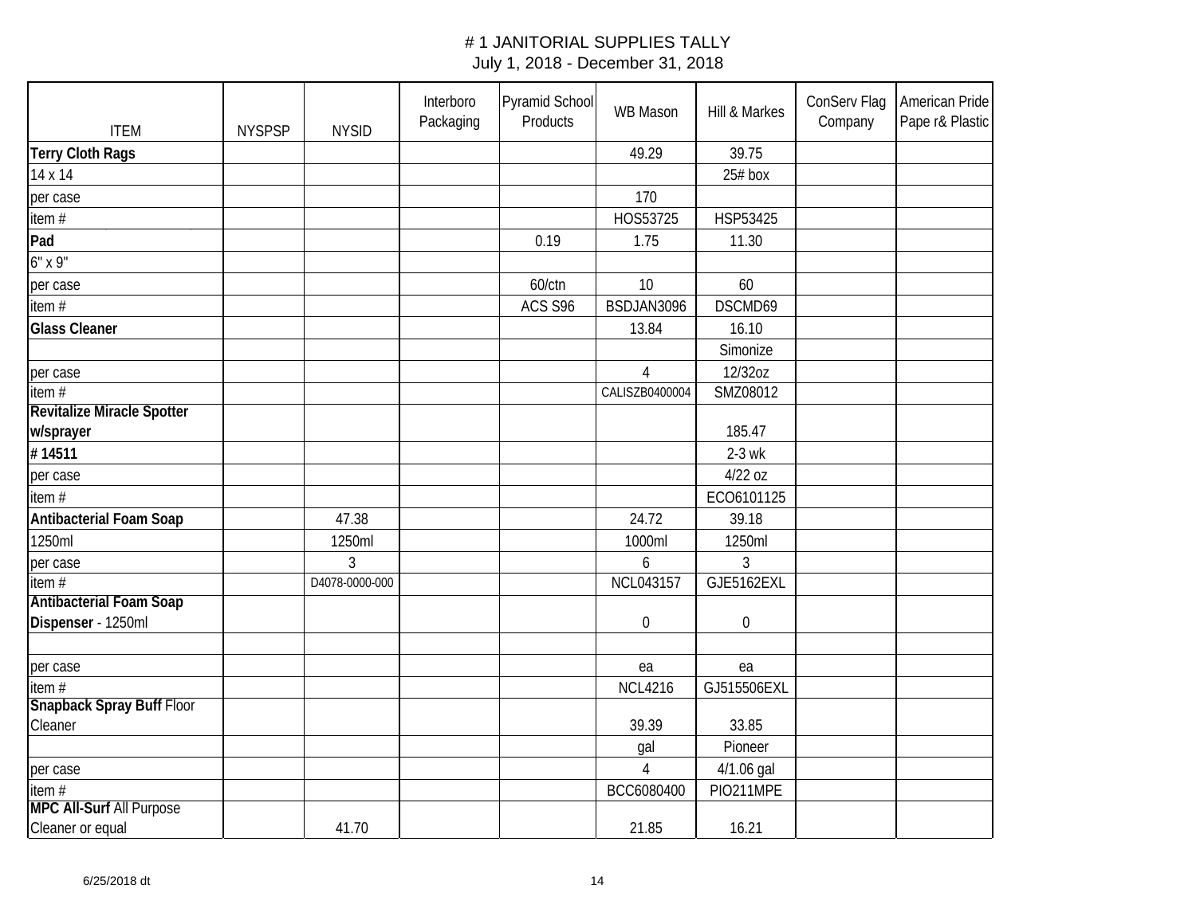# # 1 JANITORIAL SUPPLIES TALLY

July 1, 2018 - December 31, 2018

| ITEM | NYSPSP | NYSID | Interboro Packaging | Pyramid School Products | WB Mason | Hill & Markes | ConServ Flag Company | American Pride Pape r& Plastic |
|---|---|---|---|---|---|---|---|---|
| **Terry Cloth Rags** | | | | | 49.29 | 39.75 | | |
| 14 x 14 | | | | | | 25# box | | |
| per case | | | | | 170 | | | |
| item # | | | | | HOS53725 | HSP53425 | | |
| **Pad** | | | | 0.19 | 1.75 | 11.30 | | |
| 6" x 9" | | | | | | | | |
| per case | | | | 60/ctn | 10 | 60 | | |
| item # | | | | ACS S96 | BSDJAN3096 | DSCMD69 | | |
| **Glass Cleaner** | | | | | 13.84 | 16.10 | | |
| | | | | | | Simonize | | |
| per case | | | | | 4 | 12/32oz | | |
| item # | | | | | CALISZB0400004 | SMZ08012 | | |
| **Revitalize Miracle Spotter w/sprayer** | | | | | | 185.47 | | |
| **# 14511** | | | | | | 2-3 wk | | |
| per case | | | | | | 4/22 oz | | |
| item # | | | | | | ECO6101125 | | |
| **Antibacterial Foam Soap** | | 47.38 | | | 24.72 | 39.18 | | |
| 1250ml | | 1250ml | | | 1000ml | 1250ml | | |
| per case | | 3 | | | 6 | 3 | | |
| item # | | D4078-0000-000 | | | NCL043157 | GJE5162EXL | | |
| **Antibacterial Foam Soap Dispenser** - 1250ml | | | | | 0 | 0 | | |
| | | | | | | | | |
| per case | | | | | ea | ea | | |
| item # | | | | | NCL4216 | GJ515506EXL | | |
| **Snapback Spray Buff** Floor Cleaner | | | | | 39.39 | 33.85 | | |
| | | | | | gal | Pioneer | | |
| per case | | | | | 4 | 4/1.06 gal | | |
| item # | | | | | BCC6080400 | PIO211MPE | | |
| **MPC All-Surf** All Purpose Cleaner or equal | | 41.70 | | | 21.85 | 16.21 | | |

6/25/2018 dt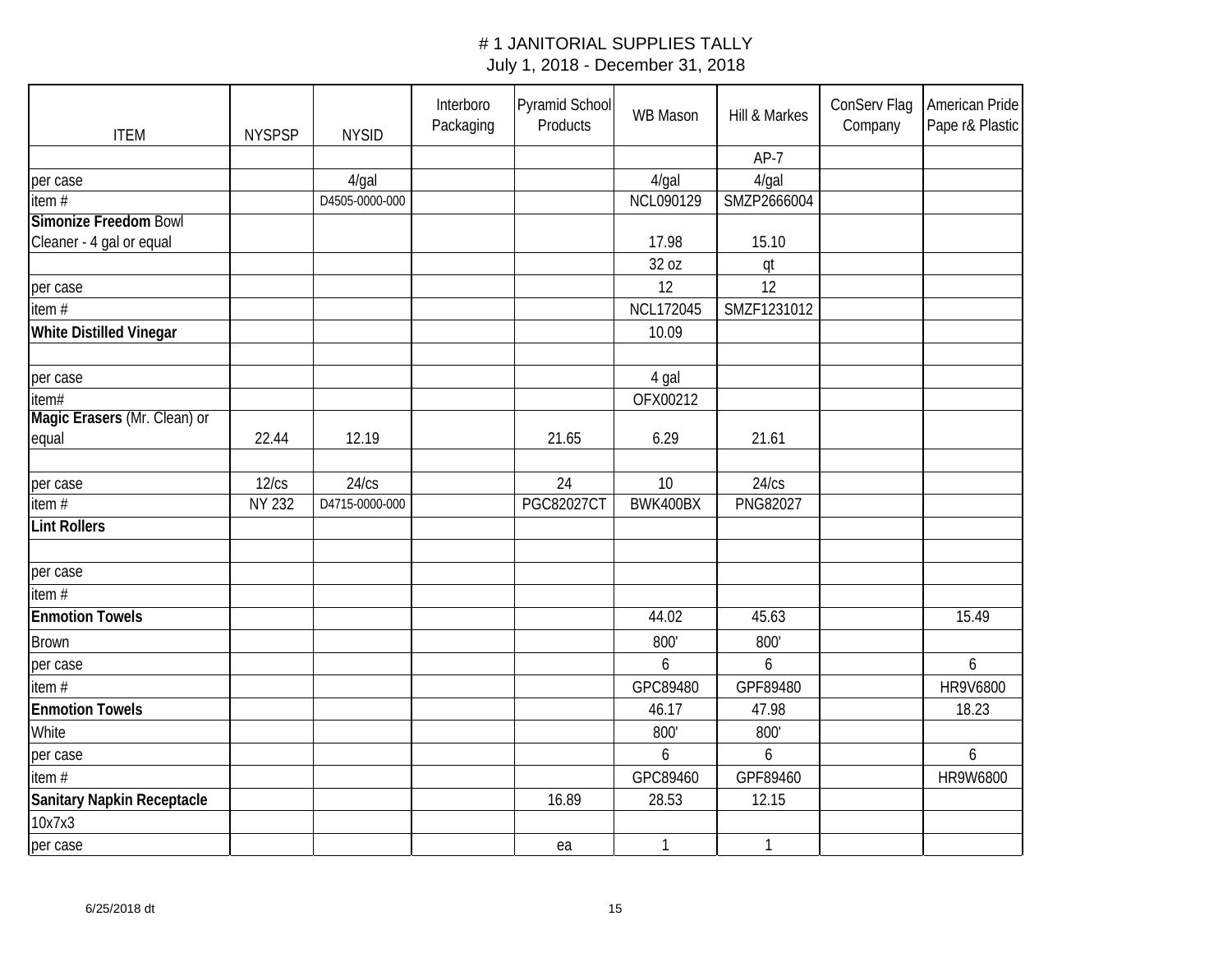# # 1 JANITORIAL SUPPLIES TALLY

July 1, 2018 - December 31, 2018

| ITEM | NYSPSP | NYSID | Interboro Packaging | Pyramid School Products | WB Mason | Hill & Markes | ConServ Flag Company | American Pride Pape r& Plastic |
|---|---|---|---|---|---|---|---|---|
| | | | | | | AP-7 | | |
| per case | | 4/gal | | | 4/gal | 4/gal | | |
| item # | | D4505-0000-000 | | | NCL090129 | SMZP2666004 | | |
| **Simonize Freedom** Bowl Cleaner - 4 gal or equal | | | | | 17.98 | 15.10 | | |
| | | | | | 32 oz | qt | | |
| per case | | | | | 12 | 12 | | |
| item # | | | | | NCL172045 | SMZF1231012 | | |
| **White Distilled Vinegar** | | | | | 10.09 | | | |
| | | | | | | | | |
| per case | | | | | 4 gal | | | |
| item# | | | | | OFX00212 | | | |
| **Magic Erasers** (Mr. Clean) or equal | 22.44 | 12.19 | | 21.65 | 6.29 | 21.61 | | |
| | | | | | | | | |
| per case | 12/cs | 24/cs | | 24 | 10 | 24/cs | | |
| item # | NY 232 | D4715-0000-000 | | PGC82027CT | BWK400BX | PNG82027 | | |
| **Lint Rollers** | | | | | | | | |
| | | | | | | | | |
| per case | | | | | | | | |
| item # | | | | | | | | |
| **Enmotion Towels** | | | | | 44.02 | 45.63 | | 15.49 |
| Brown | | | | | 800' | 800' | | |
| per case | | | | | 6 | 6 | | 6 |
| item # | | | | | GPC89480 | GPF89480 | | HR9V6800 |
| **Enmotion Towels** | | | | | 46.17 | 47.98 | | 18.23 |
| White | | | | | 800' | 800' | | |
| per case | | | | | 6 | 6 | | 6 |
| item # | | | | | GPC89460 | GPF89460 | | HR9W6800 |
| **Sanitary Napkin Receptacle** | | | | 16.89 | 28.53 | 12.15 | | |
| 10x7x3 | | | | | | | | |
| per case | | | | ea | 1 | 1 | | |

6/25/2018 dt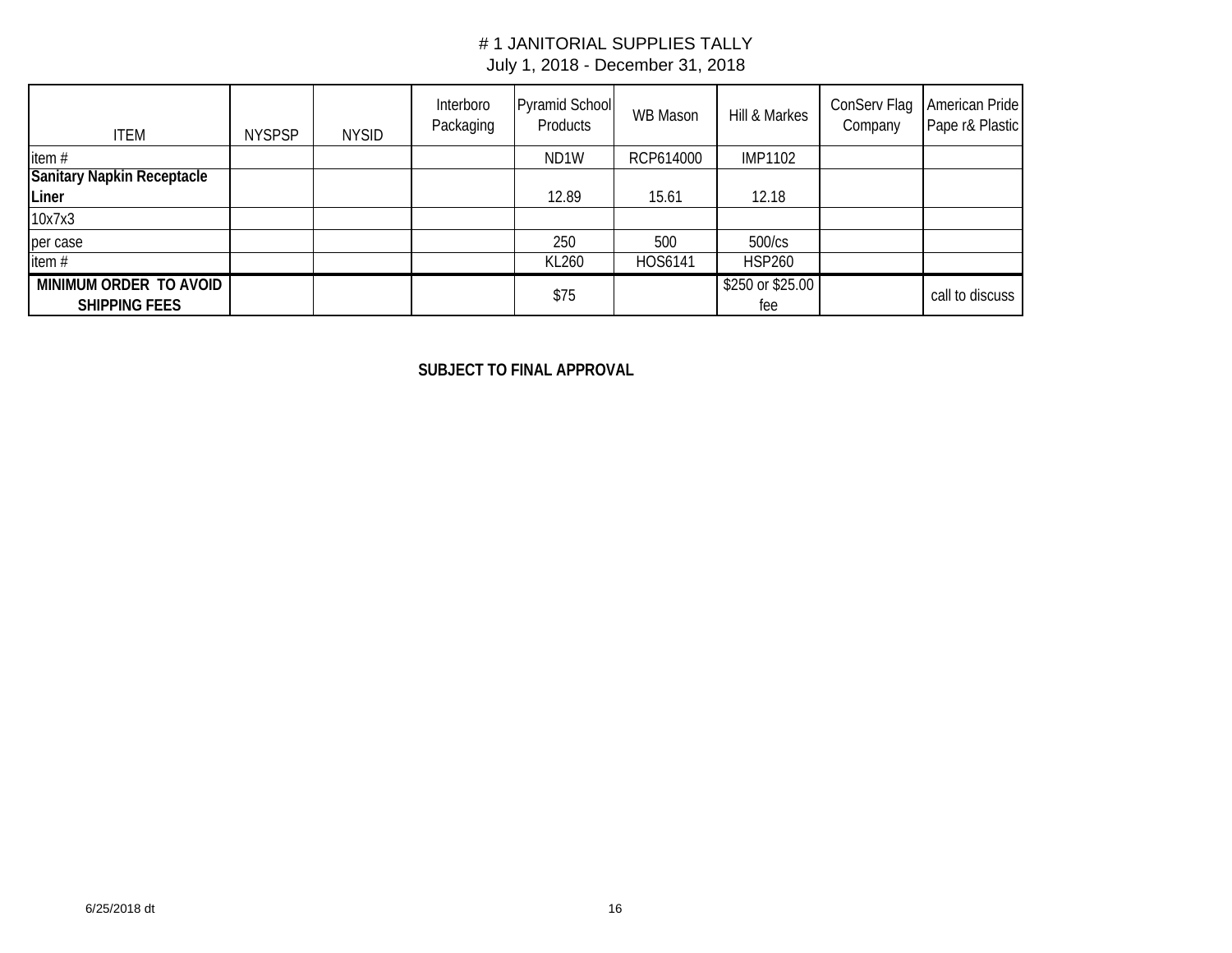# # 1 JANITORIAL SUPPLIES TALLY

July 1, 2018 - December 31, 2018

| ITEM | NYSPSP | NYSID | Interboro Packaging | Pyramid School Products | WB Mason | Hill & Markes | ConServ Flag Company | American Pride Pape r& Plastic |
|---|---|---|---|---|---|---|---|---|
| item # | | | | ND1W | RCP614000 | IMP1102 | | |
| **Sanitary Napkin Receptacle Liner** | | | | 12.89 | 15.61 | 12.18 | | |
| 10x7x3 | | | | | | | | |
| per case | | | | 250 | 500 | 500/cs | | |
| item # | | | | KL260 | HOS6141 | HSP260 | | |
| **MINIMUM ORDER TO AVOID SHIPPING FEES** | | | | $75 | | $250 or $25.00 fee | | call to discuss |

**SUBJECT TO FINAL APPROVAL**

6/25/2018 dt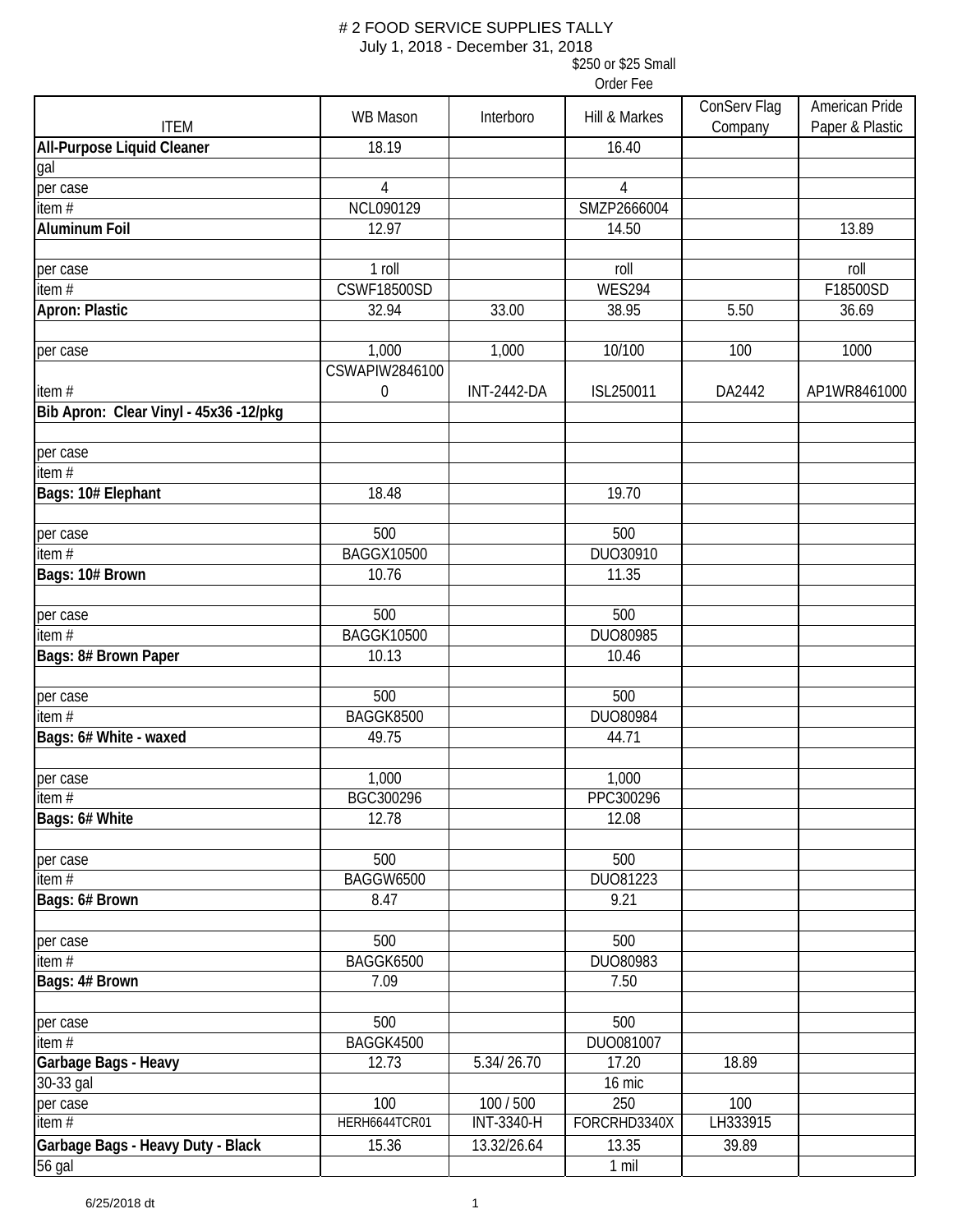# # 2 FOOD SERVICE SUPPLIES TALLY

July 1, 2018 - December 31, 2018

| ITEM | WB Mason | Interboro | Hill & Markes ($250 or $25 Small Order Fee) | ConServ Flag Company | American Pride Paper & Plastic |
|---|---|---|---|---|---|
| **All-Purpose Liquid Cleaner** | 18.19 | | 16.40 | | |
| gal | | | | | |
| per case | 4 | | 4 | | |
| item # | NCL090129 | | SMZP2666004 | | |
| **Aluminum Foil** | 12.97 | | 14.50 | | 13.89 |
| | | | | | |
| per case | 1 roll | | roll | | roll |
| item # | CSWF18500SD | | WES294 | | F18500SD |
| **Apron: Plastic** | 32.94 | 33.00 | 38.95 | 5.50 | 36.69 |
| | | | | | |
| per case | 1,000 | 1,000 | 10/100 | 100 | 1000 |
| item # | CSWAPIW28461000 | INT-2442-DA | ISL250011 | DA2442 | AP1WR8461000 |
| **Bib Apron: Clear Vinyl - 45x36 -12/pkg** | | | | | |
| | | | | | |
| per case | | | | | |
| item # | | | | | |
| **Bags: 10# Elephant** | 18.48 | | 19.70 | | |
| | | | | | |
| per case | 500 | | 500 | | |
| item # | BAGGX10500 | | DUO30910 | | |
| **Bags: 10# Brown** | 10.76 | | 11.35 | | |
| | | | | | |
| per case | 500 | | 500 | | |
| item # | BAGGK10500 | | DUO80985 | | |
| **Bags: 8# Brown Paper** | 10.13 | | 10.46 | | |
| | | | | | |
| per case | 500 | | 500 | | |
| item # | BAGGK8500 | | DUO80984 | | |
| **Bags: 6# White - waxed** | 49.75 | | 44.71 | | |
| | | | | | |
| per case | 1,000 | | 1,000 | | |
| item # | BGC300296 | | PPC300296 | | |
| **Bags: 6# White** | 12.78 | | 12.08 | | |
| | | | | | |
| per case | 500 | | 500 | | |
| item # | BAGGW6500 | | DUO81223 | | |
| **Bags: 6# Brown** | 8.47 | | 9.21 | | |
| | | | | | |
| per case | 500 | | 500 | | |
| item # | BAGGK6500 | | DUO80983 | | |
| **Bags: 4# Brown** | 7.09 | | 7.50 | | |
| | | | | | |
| per case | 500 | | 500 | | |
| item # | BAGGK4500 | | DUO081007 | | |
| **Garbage Bags - Heavy** | 12.73 | 5.34/ 26.70 | 17.20 | 18.89 | |
| 30-33 gal | | | 16 mic | | |
| per case | 100 | 100 / 500 | 250 | 100 | |
| item # | HERH6644TCR01 | INT-3340-H | FORCRHD3340X | LH333915 | |
| **Garbage Bags - Heavy Duty - Black** | 15.36 | 13.32/26.64 | 13.35 | 39.89 | |
| 56 gal | | | 1 mil | | |

6/25/2018 dt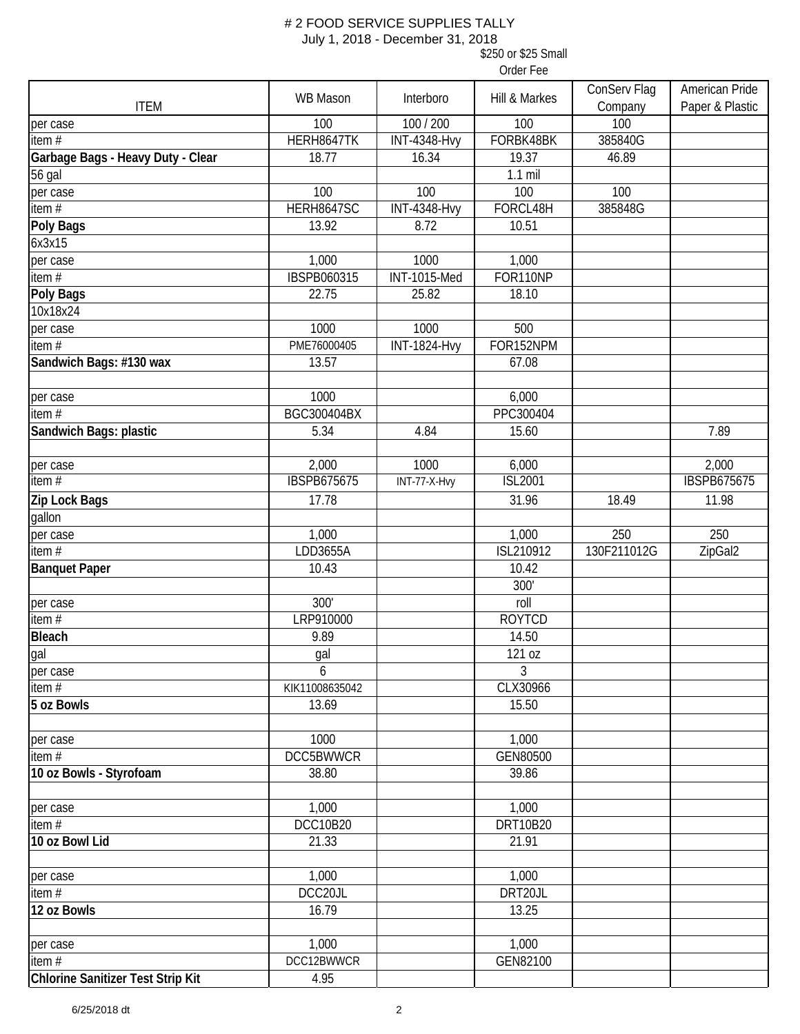# # 2 FOOD SERVICE SUPPLIES TALLY

July 1, 2018 - December 31, 2018

| ITEM | WB Mason | Interboro | Hill & Markes ($250 or $25 Small Order Fee) | ConServ Flag Company | American Pride Paper & Plastic |
|---|---|---|---|---|---|
| per case | 100 | 100 / 200 | 100 | 100 | |
| item # | HERH8647TK | INT-4348-Hvy | FORBK48BK | 385840G | |
| **Garbage Bags - Heavy Duty - Clear** | 18.77 | 16.34 | 19.37 | 46.89 | |
| 56 gal | | | 1.1 mil | | |
| per case | 100 | 100 | 100 | 100 | |
| item # | HERH8647SC | INT-4348-Hvy | FORCL48H | 385848G | |
| **Poly Bags** | 13.92 | 8.72 | 10.51 | | |
| 6x3x15 | | | | | |
| per case | 1,000 | 1000 | 1,000 | | |
| item # | IBSPB060315 | INT-1015-Med | FOR110NP | | |
| **Poly Bags** | 22.75 | 25.82 | 18.10 | | |
| 10x18x24 | | | | | |
| per case | 1000 | 1000 | 500 | | |
| item # | PME76000405 | INT-1824-Hvy | FOR152NPM | | |
| **Sandwich Bags: #130 wax** | 13.57 | | 67.08 | | |
| | | | | | |
| per case | 1000 | | 6,000 | | |
| item # | BGC300404BX | | PPC300404 | | |
| **Sandwich Bags: plastic** | 5.34 | 4.84 | 15.60 | | 7.89 |
| | | | | | |
| per case | 2,000 | 1000 | 6,000 | | 2,000 |
| item # | IBSPB675675 | INT-77-X-Hvy | ISL2001 | | IBSPB675675 |
| **Zip Lock Bags** | 17.78 | | 31.96 | 18.49 | 11.98 |
| gallon | | | | | |
| per case | 1,000 | | 1,000 | 250 | 250 |
| item # | LDD3655A | | ISL210912 | 130F211012G | ZipGal2 |
| **Banquet Paper** | 10.43 | | 10.42 | | |
| | | | 300' | | |
| per case | 300' | | roll | | |
| item # | LRP910000 | | ROYTCD | | |
| **Bleach** | 9.89 | | 14.50 | | |
| gal | gal | | 121 oz | | |
| per case | 6 | | 3 | | |
| item # | KIK11008635042 | | CLX30966 | | |
| **5 oz Bowls** | 13.69 | | 15.50 | | |
| | | | | | |
| per case | 1000 | | 1,000 | | |
| item # | DCC5BWWCR | | GEN80500 | | |
| **10 oz Bowls - Styrofoam** | 38.80 | | 39.86 | | |
| | | | | | |
| per case | 1,000 | | 1,000 | | |
| item # | DCC10B20 | | DRT10B20 | | |
| **10 oz Bowl Lid** | 21.33 | | 21.91 | | |
| | | | | | |
| per case | 1,000 | | 1,000 | | |
| item # | DCC20JL | | DRT20JL | | |
| **12 oz Bowls** | 16.79 | | 13.25 | | |
| | | | | | |
| per case | 1,000 | | 1,000 | | |
| item # | DCC12BWWCR | | GEN82100 | | |
| **Chlorine Sanitizer Test Strip Kit** | 4.95 | | | | |

6/25/2018 dt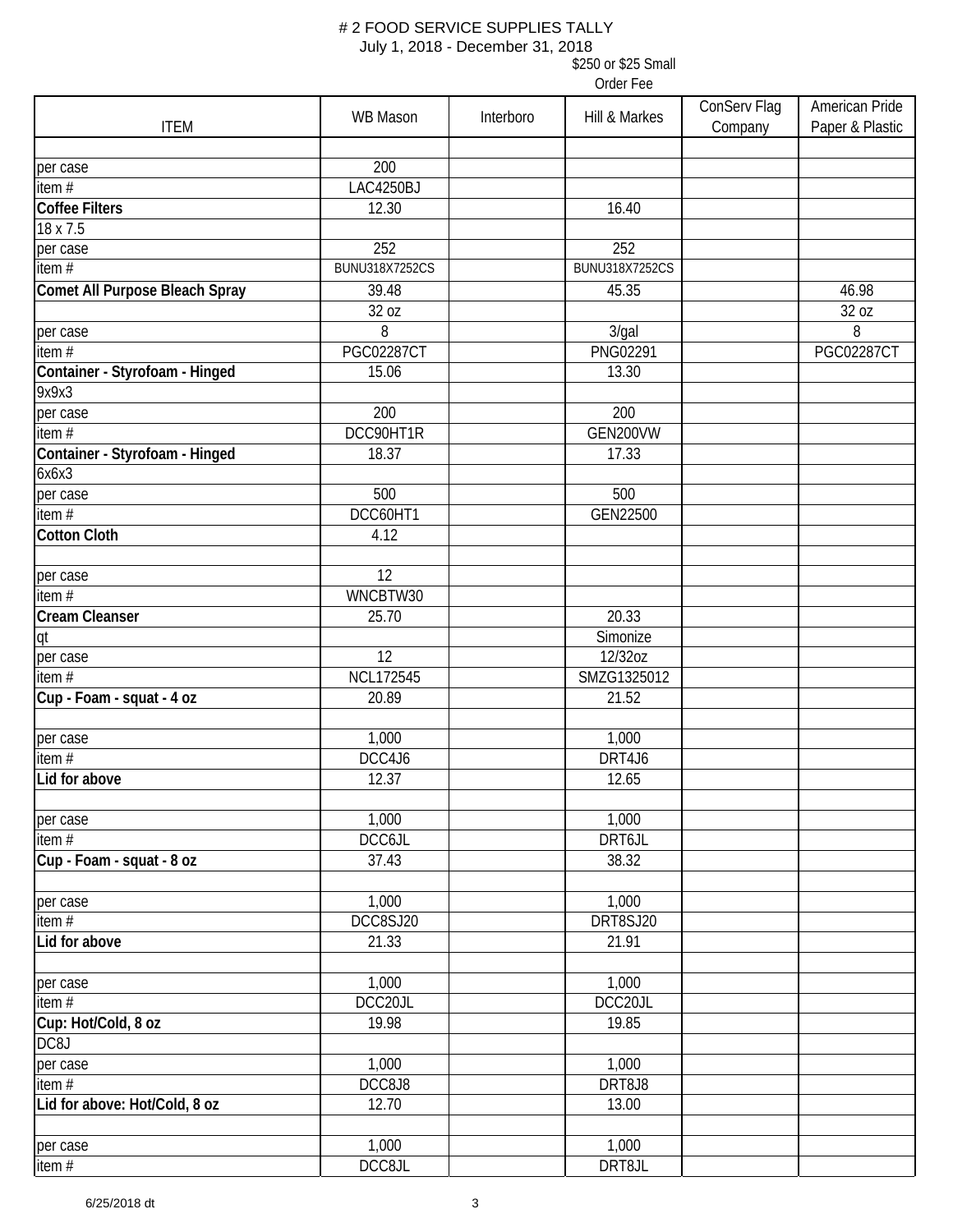# # 2 FOOD SERVICE SUPPLIES TALLY

July 1, 2018 - December 31, 2018

| ITEM | WB Mason | Interboro | Hill & Markes ($250 or $25 Small Order Fee) | ConServ Flag Company | American Pride Paper & Plastic |
|---|---|---|---|---|---|
| | | | | | |
| per case | 200 | | | | |
| item # | LAC4250BJ | | | | |
| **Coffee Filters** | 12.30 | | 16.40 | | |
| 18 x 7.5 | | | | | |
| per case | 252 | | 252 | | |
| item # | BUNU318X7252CS | | BUNU318X7252CS | | |
| **Comet All Purpose Bleach Spray** | 39.48 | | 45.35 | | 46.98 |
| | 32 oz | | | | 32 oz |
| per case | 8 | | 3/gal | | 8 |
| item # | PGC02287CT | | PNG02291 | | PGC02287CT |
| **Container - Styrofoam - Hinged** | 15.06 | | 13.30 | | |
| 9x9x3 | | | | | |
| per case | 200 | | 200 | | |
| item # | DCC90HT1R | | GEN200VW | | |
| **Container - Styrofoam - Hinged** | 18.37 | | 17.33 | | |
| 6x6x3 | | | | | |
| per case | 500 | | 500 | | |
| item # | DCC60HT1 | | GEN22500 | | |
| **Cotton Cloth** | 4.12 | | | | |
| | | | | | |
| per case | 12 | | | | |
| item # | WNCBTW30 | | | | |
| **Cream Cleanser** | 25.70 | | 20.33 | | |
| qt | | | Simonize | | |
| per case | 12 | | 12/32oz | | |
| item # | NCL172545 | | SMZG1325012 | | |
| **Cup - Foam - squat - 4 oz** | 20.89 | | 21.52 | | |
| | | | | | |
| per case | 1,000 | | 1,000 | | |
| item # | DCC4J6 | | DRT4J6 | | |
| **Lid for above** | 12.37 | | 12.65 | | |
| | | | | | |
| per case | 1,000 | | 1,000 | | |
| item # | DCC6JL | | DRT6JL | | |
| **Cup - Foam - squat - 8 oz** | 37.43 | | 38.32 | | |
| | | | | | |
| per case | 1,000 | | 1,000 | | |
| item # | DCC8SJ20 | | DRT8SJ20 | | |
| **Lid for above** | 21.33 | | 21.91 | | |
| | | | | | |
| per case | 1,000 | | 1,000 | | |
| item # | DCC20JL | | DCC20JL | | |
| **Cup: Hot/Cold, 8 oz** | 19.98 | | 19.85 | | |
| DC8J | | | | | |
| per case | 1,000 | | 1,000 | | |
| item # | DCC8J8 | | DRT8J8 | | |
| **Lid for above: Hot/Cold, 8 oz** | 12.70 | | 13.00 | | |
| | | | | | |
| per case | 1,000 | | 1,000 | | |
| item # | DCC8JL | | DRT8JL | | |

6/25/2018 dt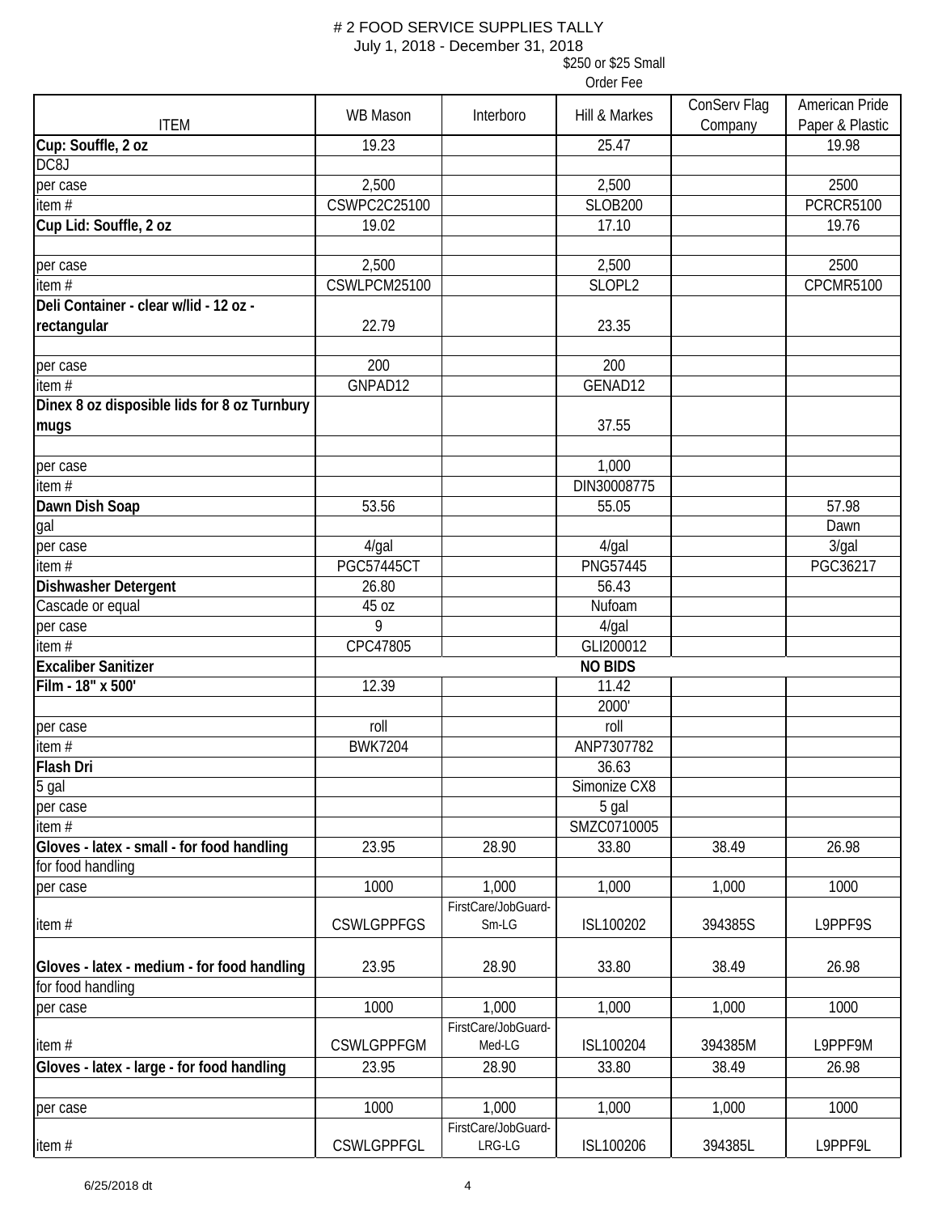# # 2 FOOD SERVICE SUPPLIES TALLY

July 1, 2018 - December 31, 2018

| ITEM | WB Mason | Interboro | Hill & Markes ($250 or $25 Small Order Fee) | ConServ Flag Company | American Pride Paper & Plastic |
|---|---|---|---|---|---|
| **Cup: Souffle, 2 oz** | 19.23 | | 25.47 | | 19.98 |
| DC8J | | | | | |
| per case | 2,500 | | 2,500 | | 2500 |
| item # | CSWPC2C25100 | | SLOB200 | | PCRCR5100 |
| **Cup Lid: Souffle, 2 oz** | 19.02 | | 17.10 | | 19.76 |
| | | | | | |
| per case | 2,500 | | 2,500 | | 2500 |
| item # | CSWLPCM25100 | | SLOPL2 | | CPCMR5100 |
| **Deli Container - clear w/lid - 12 oz - rectangular** | 22.79 | | 23.35 | | |
| | | | | | |
| per case | 200 | | 200 | | |
| item # | GNPAD12 | | GENAD12 | | |
| **Dinex 8 oz disposible lids for 8 oz Turnbury mugs** | | | 37.55 | | |
| | | | | | |
| per case | | | 1,000 | | |
| item # | | | DIN30008775 | | |
| **Dawn Dish Soap** | 53.56 | | 55.05 | | 57.98 |
| gal | | | | | Dawn |
| per case | 4/gal | | 4/gal | | 3/gal |
| item # | PGC57445CT | | PNG57445 | | PGC36217 |
| **Dishwasher Detergent** | 26.80 | | 56.43 | | |
| Cascade or equal | 45 oz | | Nufoam | | |
| per case | 9 | | 4/gal | | |
| item # | CPC47805 | | GLI200012 | | |
| **Excaliber Sanitizer** | | | **NO BIDS** | | |
| **Film - 18" x 500'** | 12.39 | | 11.42 | | |
| | | | 2000' | | |
| per case | roll | | roll | | |
| item # | BWK7204 | | ANP7307782 | | |
| **Flash Dri** | | | 36.63 | | |
| 5 gal | | | Simonize CX8 | | |
| per case | | | 5 gal | | |
| item # | | | SMZC0710005 | | |
| **Gloves - latex - small - for food handling** | 23.95 | 28.90 | 33.80 | 38.49 | 26.98 |
| for food handling | | | | | |
| per case | 1000 | 1,000 | 1,000 | 1,000 | 1000 |
| item # | CSWLGPPFGS | FirstCare/JobGuard-Sm-LG | ISL100202 | 394385S | L9PPF9S |
| **Gloves - latex - medium - for food handling** | 23.95 | 28.90 | 33.80 | 38.49 | 26.98 |
| for food handling | | | | | |
| per case | 1000 | 1,000 | 1,000 | 1,000 | 1000 |
| item # | CSWLGPPFGM | FirstCare/JobGuard-Med-LG | ISL100204 | 394385M | L9PPF9M |
| **Gloves - latex - large - for food handling** | 23.95 | 28.90 | 33.80 | 38.49 | 26.98 |
| | | | | | |
| per case | 1000 | 1,000 | 1,000 | 1,000 | 1000 |
| item # | CSWLGPPFGL | FirstCare/JobGuard-LRG-LG | ISL100206 | 394385L | L9PPF9L |

6/25/2018 dt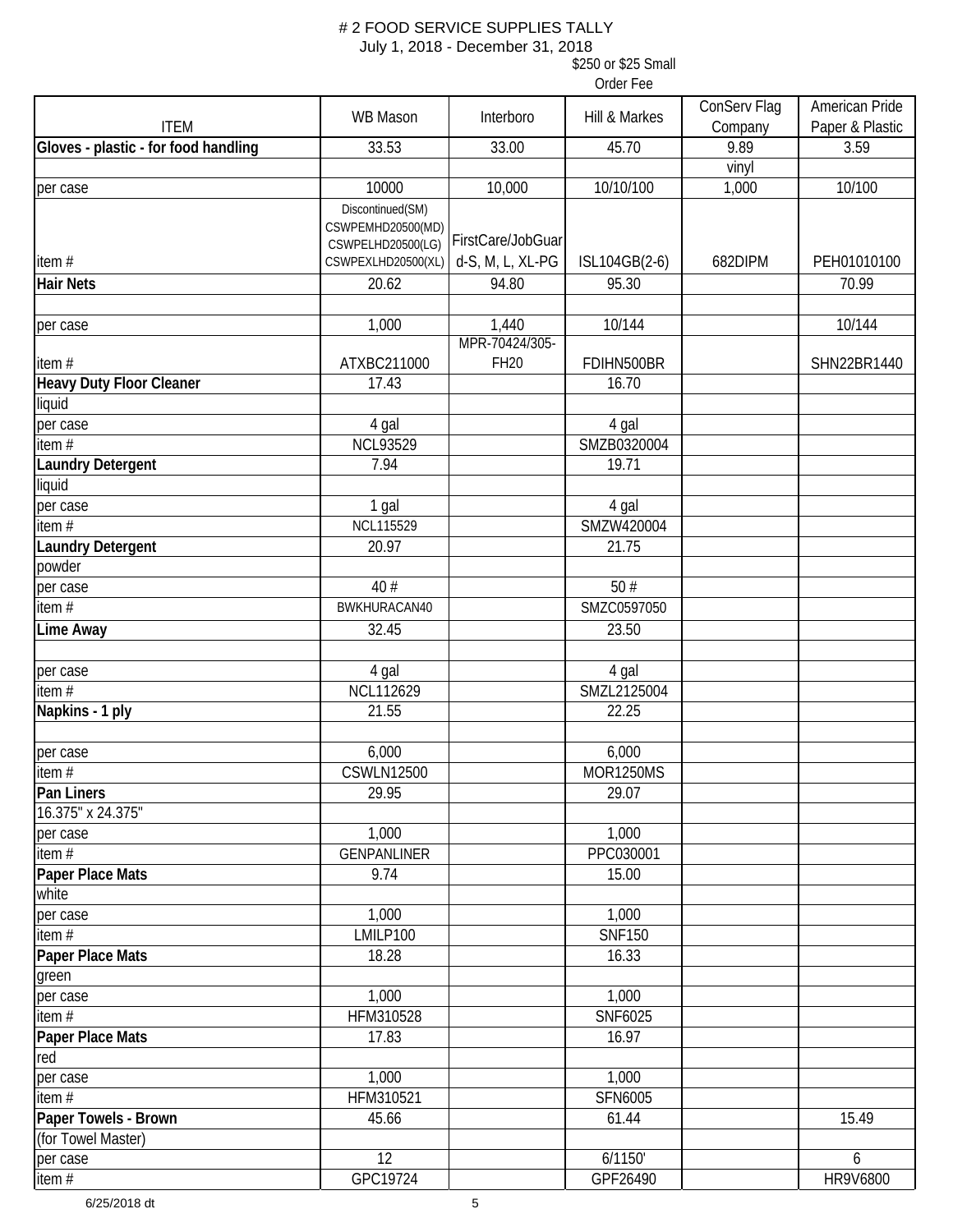# # 2 FOOD SERVICE SUPPLIES TALLY

July 1, 2018 - December 31, 2018

| ITEM | WB Mason | Interboro | $250 or $25 Small Order Fee<br>Hill & Markes | ConServ Flag Company | American Pride Paper & Plastic |
|---|---|---|---|---|---|
| **Gloves - plastic - for food handling** | 33.53 | 33.00 | 45.70 | 9.89 | 3.59 |
| | | | | vinyl | |
| per case | 10000 | 10,000 | 10/10/100 | 1,000 | 10/100 |
| item # | Discontinued(SM) CSWPEMHD20500(MD) CSWPELHD20500(LG) CSWPEXLHD20500(XL) | FirstCare/JobGuard-S, M, L, XL-PG | ISL104GB(2-6) | 682DIPM | PEH01010100 |
| **Hair Nets** | 20.62 | 94.80 | 95.30 | | 70.99 |
| | | | | | |
| per case | 1,000 | 1,440 | 10/144 | | 10/144 |
| item # | ATXBC211000 | MPR-70424/305-FH20 | FDIHN500BR | | SHN22BR1440 |
| **Heavy Duty Floor Cleaner** | 17.43 | | 16.70 | | |
| liquid | | | | | |
| per case | 4 gal | | 4 gal | | |
| item # | NCL93529 | | SMZB0320004 | | |
| **Laundry Detergent** | 7.94 | | 19.71 | | |
| liquid | | | | | |
| per case | 1 gal | | 4 gal | | |
| item # | NCL115529 | | SMZW420004 | | |
| **Laundry Detergent** | 20.97 | | 21.75 | | |
| powder | | | | | |
| per case | 40 # | | 50 # | | |
| item # | BWKHURACAN40 | | SMZC0597050 | | |
| **Lime Away** | 32.45 | | 23.50 | | |
| | | | | | |
| per case | 4 gal | | 4 gal | | |
| item # | NCL112629 | | SMZL2125004 | | |
| **Napkins - 1 ply** | 21.55 | | 22.25 | | |
| | | | | | |
| per case | 6,000 | | 6,000 | | |
| item # | CSWLN12500 | | MOR1250MS | | |
| **Pan Liners** | 29.95 | | 29.07 | | |
| 16.375" x 24.375" | | | | | |
| per case | 1,000 | | 1,000 | | |
| item # | GENPANLINER | | PPC030001 | | |
| **Paper Place Mats** | 9.74 | | 15.00 | | |
| white | | | | | |
| per case | 1,000 | | 1,000 | | |
| item # | LMILP100 | | SNF150 | | |
| **Paper Place Mats** | 18.28 | | 16.33 | | |
| green | | | | | |
| per case | 1,000 | | 1,000 | | |
| item # | HFM310528 | | SNF6025 | | |
| **Paper Place Mats** | 17.83 | | 16.97 | | |
| red | | | | | |
| per case | 1,000 | | 1,000 | | |
| item # | HFM310521 | | SFN6005 | | |
| **Paper Towels - Brown** | 45.66 | | 61.44 | | 15.49 |
| (for Towel Master) | | | | | |
| per case | 12 | | 6/1150' | | 6 |
| item # | GPC19724 | | GPF26490 | | HR9V6800 |

6/25/2018 dt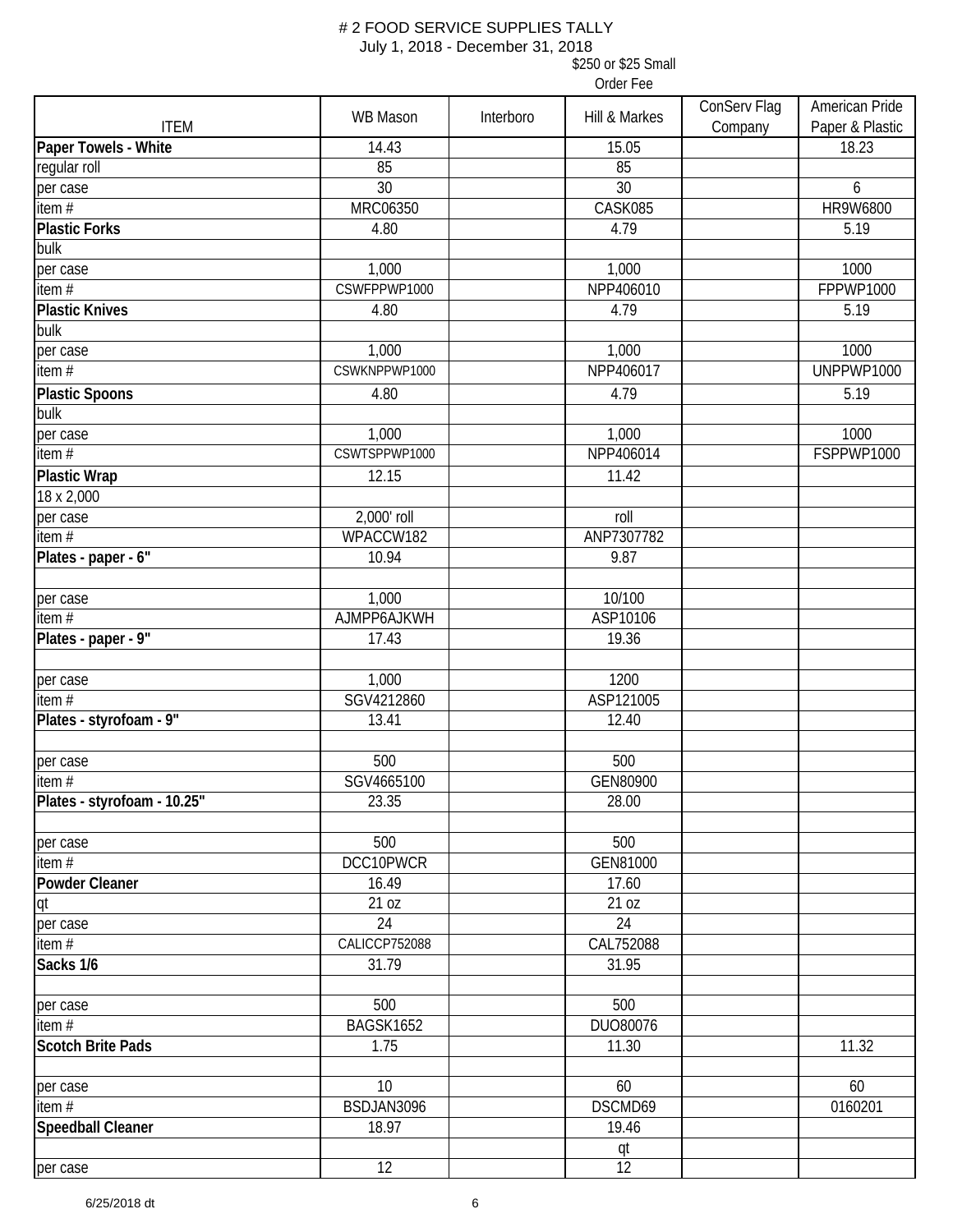# # 2 FOOD SERVICE SUPPLIES TALLY

July 1, 2018 - December 31, 2018

| ITEM | WB Mason | Interboro | Hill & Markes<br>$250 or $25 Small Order Fee | ConServ Flag Company | American Pride Paper & Plastic |
|---|---|---|---|---|---|
| **Paper Towels - White** | 14.43 | | 15.05 | | 18.23 |
| regular roll | 85 | | 85 | | |
| per case | 30 | | 30 | | 6 |
| item # | MRC06350 | | CASK085 | | HR9W6800 |
| **Plastic Forks** | 4.80 | | 4.79 | | 5.19 |
| bulk | | | | | |
| per case | 1,000 | | 1,000 | | 1000 |
| item # | CSWFPPWP1000 | | NPP406010 | | FPPWP1000 |
| **Plastic Knives** | 4.80 | | 4.79 | | 5.19 |
| bulk | | | | | |
| per case | 1,000 | | 1,000 | | 1000 |
| item # | CSWKNPPWP1000 | | NPP406017 | | UNPPWP1000 |
| **Plastic Spoons** | 4.80 | | 4.79 | | 5.19 |
| bulk | | | | | |
| per case | 1,000 | | 1,000 | | 1000 |
| item # | CSWTSPPWP1000 | | NPP406014 | | FSPPWP1000 |
| **Plastic Wrap** | 12.15 | | 11.42 | | |
| 18 x 2,000 | | | | | |
| per case | 2,000' roll | | roll | | |
| item # | WPACCW182 | | ANP7307782 | | |
| **Plates - paper - 6"** | 10.94 | | 9.87 | | |
| | | | | | |
| per case | 1,000 | | 10/100 | | |
| item # | AJMPP6AJKWH | | ASP10106 | | |
| **Plates - paper - 9"** | 17.43 | | 19.36 | | |
| | | | | | |
| per case | 1,000 | | 1200 | | |
| item # | SGV4212860 | | ASP121005 | | |
| **Plates - styrofoam - 9"** | 13.41 | | 12.40 | | |
| | | | | | |
| per case | 500 | | 500 | | |
| item # | SGV4665100 | | GEN80900 | | |
| **Plates - styrofoam - 10.25"** | 23.35 | | 28.00 | | |
| | | | | | |
| per case | 500 | | 500 | | |
| item # | DCC10PWCR | | GEN81000 | | |
| **Powder Cleaner** | 16.49 | | 17.60 | | |
| qt | 21 oz | | 21 oz | | |
| per case | 24 | | 24 | | |
| item # | CALICCP752088 | | CAL752088 | | |
| **Sacks 1/6** | 31.79 | | 31.95 | | |
| | | | | | |
| per case | 500 | | 500 | | |
| item # | BAGSK1652 | | DUO80076 | | |
| **Scotch Brite Pads** | 1.75 | | 11.30 | | 11.32 |
| | | | | | |
| per case | 10 | | 60 | | 60 |
| item # | BSDJAN3096 | | DSCMD69 | | 0160201 |
| **Speedball Cleaner** | 18.97 | | 19.46 | | |
| | | | qt | | |
| per case | 12 | | 12 | | |

6/25/2018 dt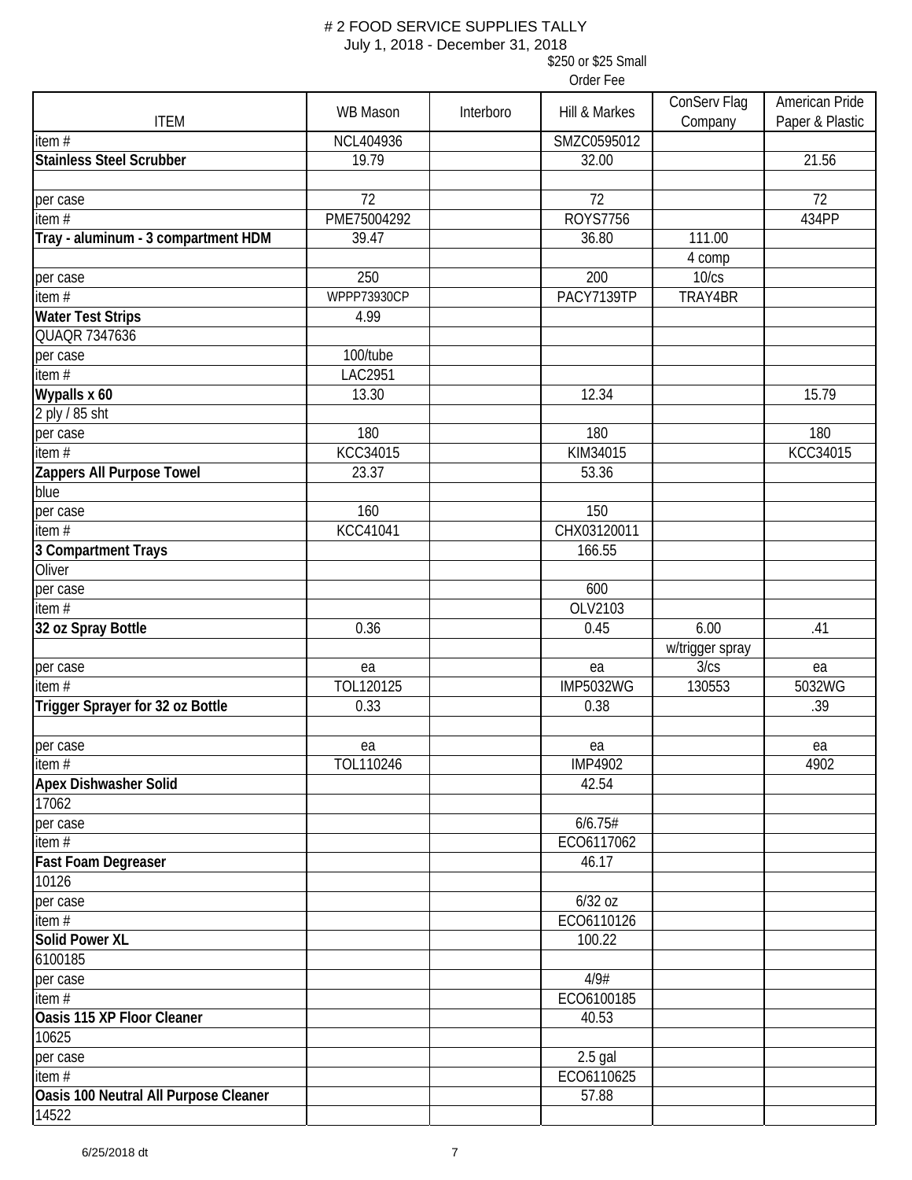# # 2 FOOD SERVICE SUPPLIES TALLY

July 1, 2018 - December 31, 2018

| ITEM | WB Mason | Interboro | Hill & Markes<br>$250 or $25 Small Order Fee | ConServ Flag Company | American Pride Paper & Plastic |
|---|---|---|---|---|---|
| item # | NCL404936 | | SMZC0595012 | | |
| **Stainless Steel Scrubber** | 19.79 | | 32.00 | | 21.56 |
| | | | | | |
| per case | 72 | | 72 | | 72 |
| item # | PME75004292 | | ROYS7756 | | 434PP |
| **Tray - aluminum - 3 compartment HDM** | 39.47 | | 36.80 | 111.00 | |
| | | | | 4 comp | |
| per case | 250 | | 200 | 10/cs | |
| item # | WPPP73930CP | | PACY7139TP | TRAY4BR | |
| **Water Test Strips** | 4.99 | | | | |
| QUAQR 7347636 | | | | | |
| per case | 100/tube | | | | |
| item # | LAC2951 | | | | |
| **Wypalls x 60** | 13.30 | | 12.34 | | 15.79 |
| 2 ply / 85 sht | | | | | |
| per case | 180 | | 180 | | 180 |
| item # | KCC34015 | | KIM34015 | | KCC34015 |
| **Zappers All Purpose Towel** | 23.37 | | 53.36 | | |
| blue | | | | | |
| per case | 160 | | 150 | | |
| item # | KCC41041 | | CHX03120011 | | |
| **3 Compartment Trays** | | | 166.55 | | |
| Oliver | | | | | |
| per case | | | 600 | | |
| item # | | | OLV2103 | | |
| **32 oz Spray Bottle** | 0.36 | | 0.45 | 6.00 | .41 |
| | | | | w/trigger spray | |
| per case | ea | | ea | 3/cs | ea |
| item # | TOL120125 | | IMP5032WG | 130553 | 5032WG |
| **Trigger Sprayer for 32 oz Bottle** | 0.33 | | 0.38 | | .39 |
| | | | | | |
| per case | ea | | ea | | ea |
| item # | TOL110246 | | IMP4902 | | 4902 |
| **Apex Dishwasher Solid** | | | 42.54 | | |
| 17062 | | | | | |
| per case | | | 6/6.75# | | |
| item # | | | ECO6117062 | | |
| **Fast Foam Degreaser** | | | 46.17 | | |
| 10126 | | | | | |
| per case | | | 6/32 oz | | |
| item # | | | ECO6110126 | | |
| **Solid Power XL** | | | 100.22 | | |
| 6100185 | | | | | |
| per case | | | 4/9# | | |
| item # | | | ECO6100185 | | |
| **Oasis 115 XP Floor Cleaner** | | | 40.53 | | |
| 10625 | | | | | |
| per case | | | 2.5 gal | | |
| item # | | | ECO6110625 | | |
| **Oasis 100 Neutral All Purpose Cleaner** | | | 57.88 | | |
| 14522 | | | | | |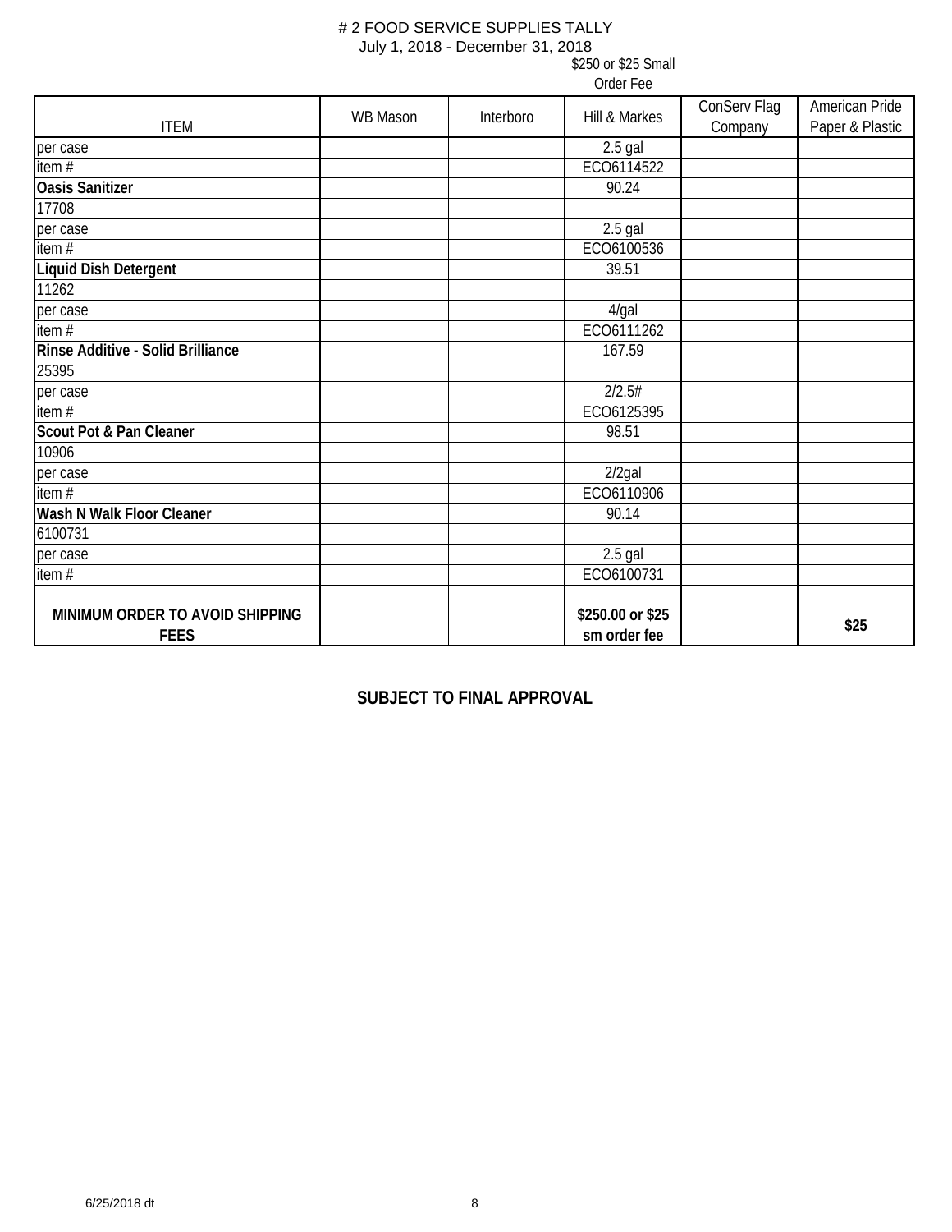# 2 FOOD SERVICE SUPPLIES TALLY
July 1, 2018 - December 31, 2018

| ITEM | WB Mason | Interboro | Hill & Markes<br>$250 or $25 Small Order Fee | ConServ Flag Company | American Pride Paper & Plastic |
|---|---|---|---|---|---|
| per case | | | 2.5 gal | | |
| item # | | | ECO6114522 | | |
| **Oasis Sanitizer** | | | 90.24 | | |
| 17708 | | | | | |
| per case | | | 2.5 gal | | |
| item # | | | ECO6100536 | | |
| **Liquid Dish Detergent** | | | 39.51 | | |
| 11262 | | | | | |
| per case | | | 4/gal | | |
| item # | | | ECO6111262 | | |
| **Rinse Additive - Solid Brilliance** | | | 167.59 | | |
| 25395 | | | | | |
| per case | | | 2/2.5# | | |
| item # | | | ECO6125395 | | |
| **Scout Pot & Pan Cleaner** | | | 98.51 | | |
| 10906 | | | | | |
| per case | | | 2/2gal | | |
| item # | | | ECO6110906 | | |
| **Wash N Walk Floor Cleaner** | | | 90.14 | | |
| 6100731 | | | | | |
| per case | | | 2.5 gal | | |
| item # | | | ECO6100731 | | |
| | | | | | |
| **MINIMUM ORDER TO AVOID SHIPPING FEES** | | | **$250.00 or $25 sm order fee** | | **$25** |

**SUBJECT TO FINAL APPROVAL**

6/25/2018 dt